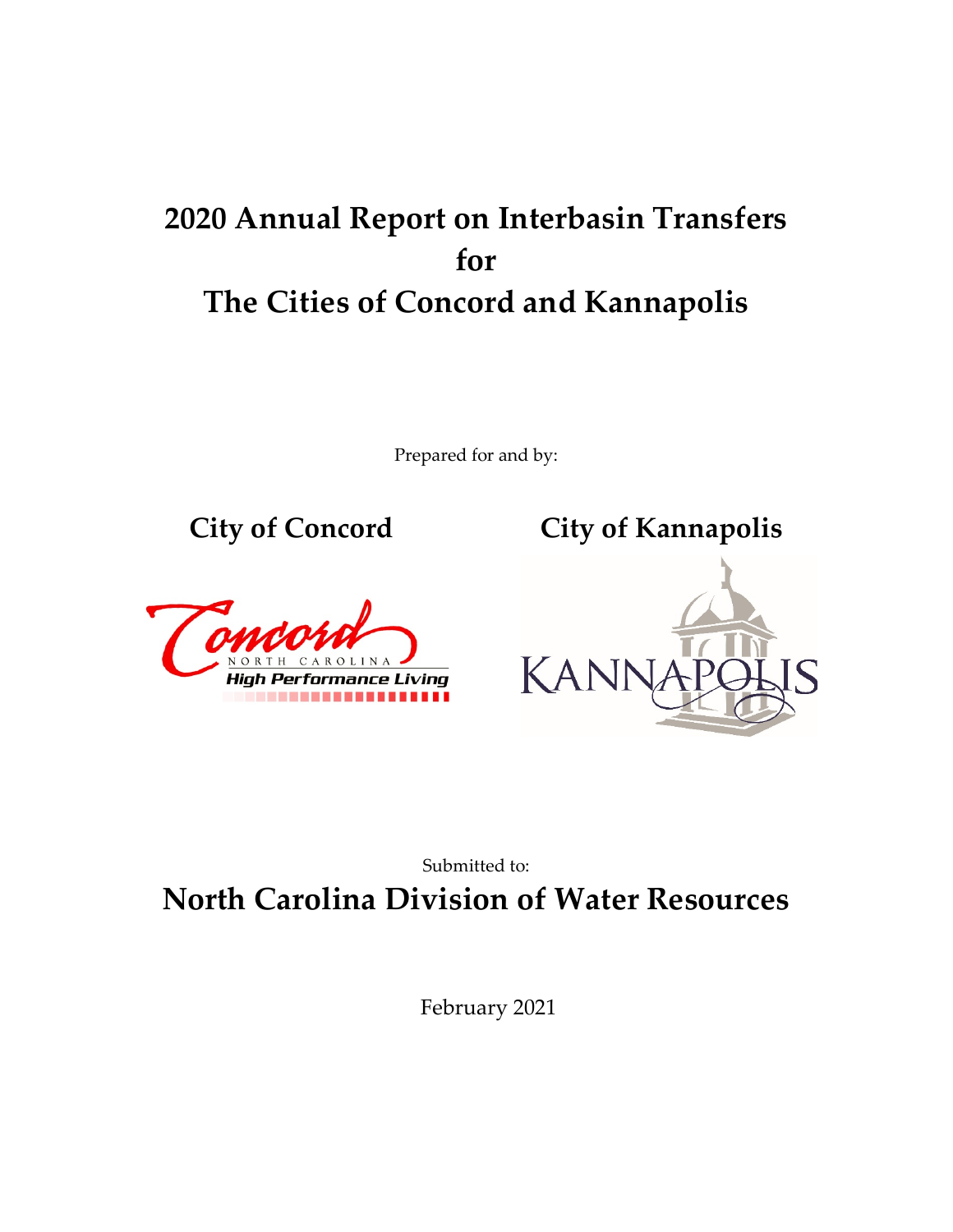# 2020 Annual Report on Interbasin Transfers for The Cities of Concord and Kannapolis

Prepared for and by:

**City of Concord** **City of Kannapolis**

Submitted to:

## North Carolina Division of Water Resources

February 2021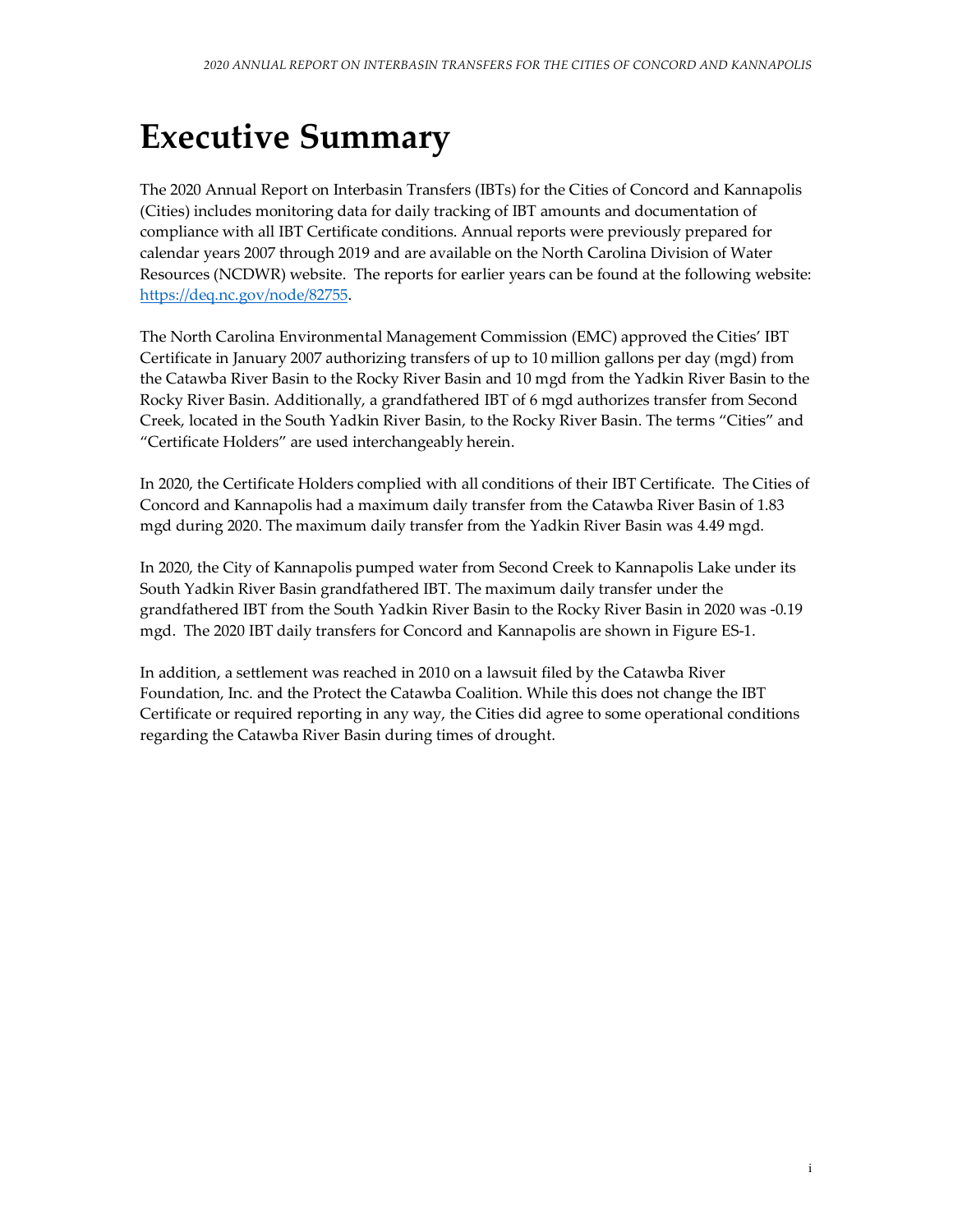# Executive Summary

The 2020 Annual Report on Interbasin Transfers (IBTs) for the Cities of Concord and Kannapolis (Cities) includes monitoring data for daily tracking of IBT amounts and documentation of compliance with all IBT Certificate conditions. Annual reports were previously prepared for calendar years 2007 through 2019 and are available on the North Carolina Division of Water Resources (NCDWR) website. The reports for earlier years can be found at the following website: [https://deq.nc.gov/node/82755](https://deq.nc.gov/node/82755).

The North Carolina Environmental Management Commission (EMC) approved the Cities' IBT Certificate in January 2007 authorizing transfers of up to 10 million gallons per day (mgd) from the Catawba River Basin to the Rocky River Basin and 10 mgd from the Yadkin River Basin to the Rocky River Basin. Additionally, a grandfathered IBT of 6 mgd authorizes transfer from Second Creek, located in the South Yadkin River Basin, to the Rocky River Basin. The terms "Cities" and "Certificate Holders" are used interchangeably herein.

In 2020, the Certificate Holders complied with all conditions of their IBT Certificate. The Cities of Concord and Kannapolis had a maximum daily transfer from the Catawba River Basin of 1.83 mgd during 2020. The maximum daily transfer from the Yadkin River Basin was 4.49 mgd.

In 2020, the City of Kannapolis pumped water from Second Creek to Kannapolis Lake under its South Yadkin River Basin grandfathered IBT. The maximum daily transfer under the grandfathered IBT from the South Yadkin River Basin to the Rocky River Basin in 2020 was -0.19 mgd. The 2020 IBT daily transfers for Concord and Kannapolis are shown in Figure ES-1.

In addition, a settlement was reached in 2010 on a lawsuit filed by the Catawba River Foundation, Inc. and the Protect the Catawba Coalition. While this does not change the IBT Certificate or required reporting in any way, the Cities did agree to some operational conditions regarding the Catawba River Basin during times of drought.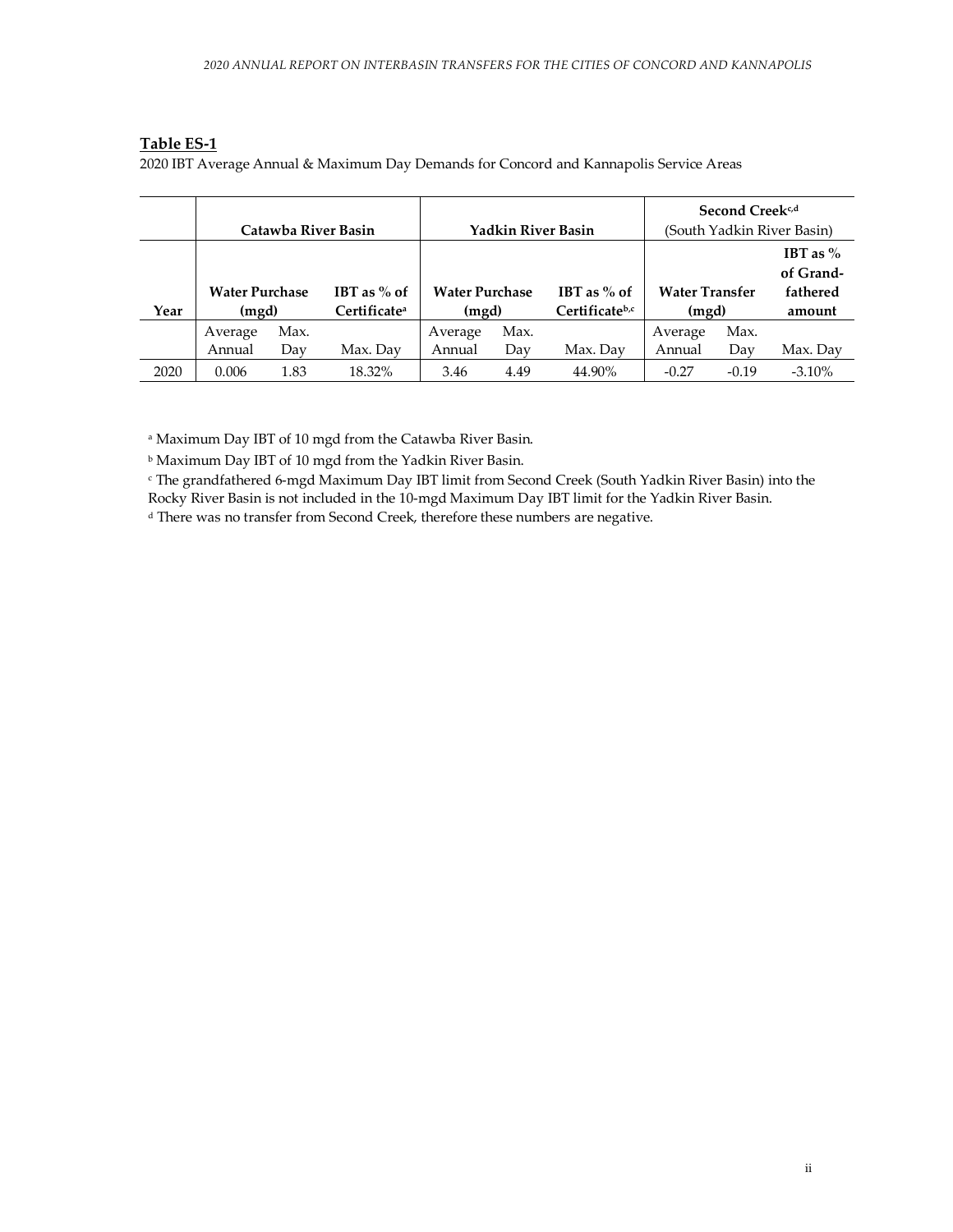**Table ES-1**

2020 IBT Average Annual & Maximum Day Demands for Concord and Kannapolis Service Areas

| | Catawba River Basin | | | Yadkin River Basin | | | Second Creek[c,d] (South Yadkin River Basin) | | |
|---|---|---|---|---|---|---|---|---|---|
| Year | Water Purchase (mgd) | | IBT as % of Certificate[a] | Water Purchase (mgd) | | IBT as % of Certificate[b,c] | Water Transfer (mgd) | | IBT as % of Grand-fathered amount |
| | Average Annual | Max. Day | Max. Day | Average Annual | Max. Day | Max. Day | Average Annual | Max. Day | Max. Day |
| 2020 | 0.006 | 1.83 | 18.32% | 3.46 | 4.49 | 44.90% | -0.27 | -0.19 | -3.10% |

[a] Maximum Day IBT of 10 mgd from the Catawba River Basin.

[b] Maximum Day IBT of 10 mgd from the Yadkin River Basin.

[c] The grandfathered 6-mgd Maximum Day IBT limit from Second Creek (South Yadkin River Basin) into the Rocky River Basin is not included in the 10-mgd Maximum Day IBT limit for the Yadkin River Basin.

[d] There was no transfer from Second Creek, therefore these numbers are negative.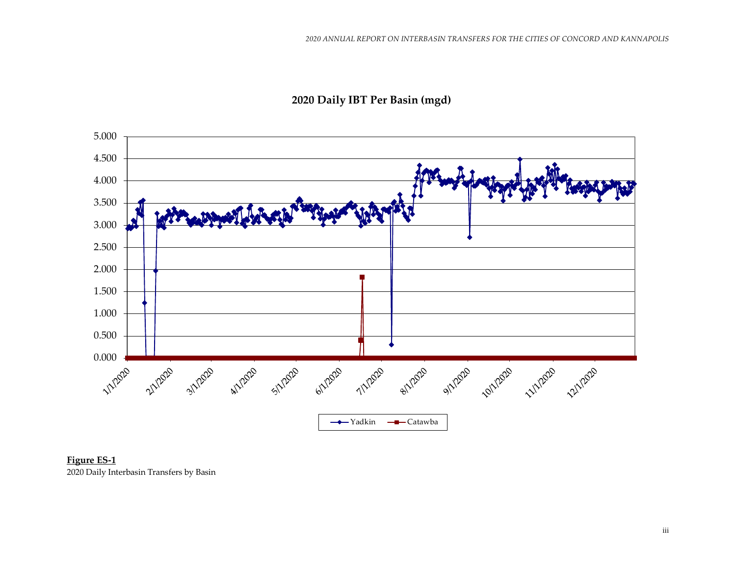**2020 Daily IBT Per Basin (mgd)**

5.000
4.500
4.000
3.500
3.000
2.500
2.000
1.500
1.000
0.500
0.000

1/1/2020 2/1/2020 3/1/2020 4/1/2020 5/1/2020 6/1/2020 7/1/2020 8/1/2020 9/1/2020 10/1/2020 11/1/2020 12/1/2020

Yadkin Catawba

**Figure ES-1**

2020 Daily Interbasin Transfers by Basin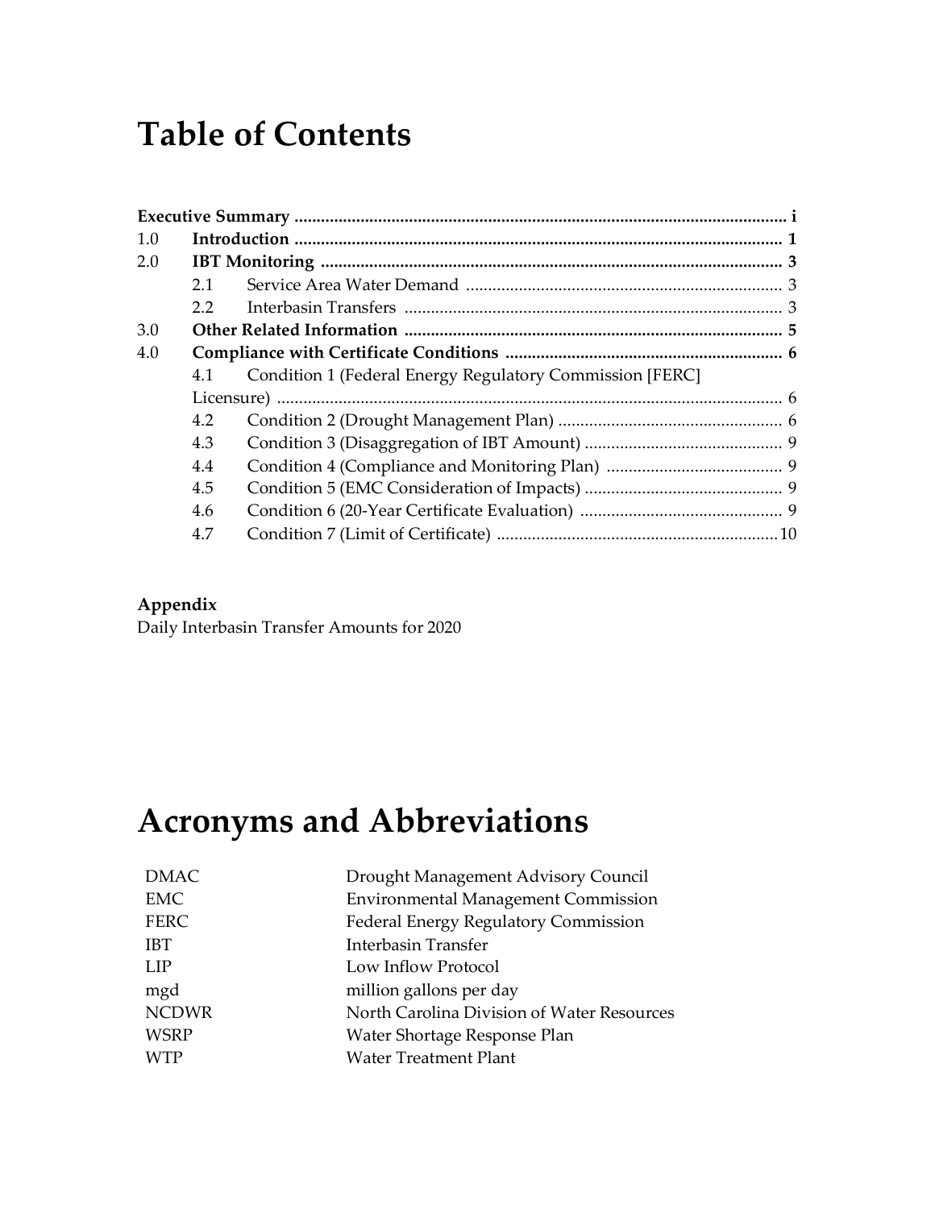# Table of Contents

| | | |
|---|---|---|
| **Executive Summary** | | **i** |
| 1.0 | **Introduction** | **1** |
| 2.0 | **IBT Monitoring** | **3** |
| | 2.1 Service Area Water Demand | 3 |
| | 2.2 Interbasin Transfers | 3 |
| 3.0 | **Other Related Information** | **5** |
| 4.0 | **Compliance with Certificate Conditions** | **6** |
| | 4.1 Condition 1 (Federal Energy Regulatory Commission [FERC] Licensure) | 6 |
| | 4.2 Condition 2 (Drought Management Plan) | 6 |
| | 4.3 Condition 3 (Disaggregation of IBT Amount) | 9 |
| | 4.4 Condition 4 (Compliance and Monitoring Plan) | 9 |
| | 4.5 Condition 5 (EMC Consideration of Impacts) | 9 |
| | 4.6 Condition 6 (20-Year Certificate Evaluation) | 9 |
| | 4.7 Condition 7 (Limit of Certificate) | 10 |

**Appendix**

Daily Interbasin Transfer Amounts for 2020

# Acronyms and Abbreviations

| | |
|---|---|
| DMAC | Drought Management Advisory Council |
| EMC | Environmental Management Commission |
| FERC | Federal Energy Regulatory Commission |
| IBT | Interbasin Transfer |
| LIP | Low Inflow Protocol |
| mgd | million gallons per day |
| NCDWR | North Carolina Division of Water Resources |
| WSRP | Water Shortage Response Plan |
| WTP | Water Treatment Plant |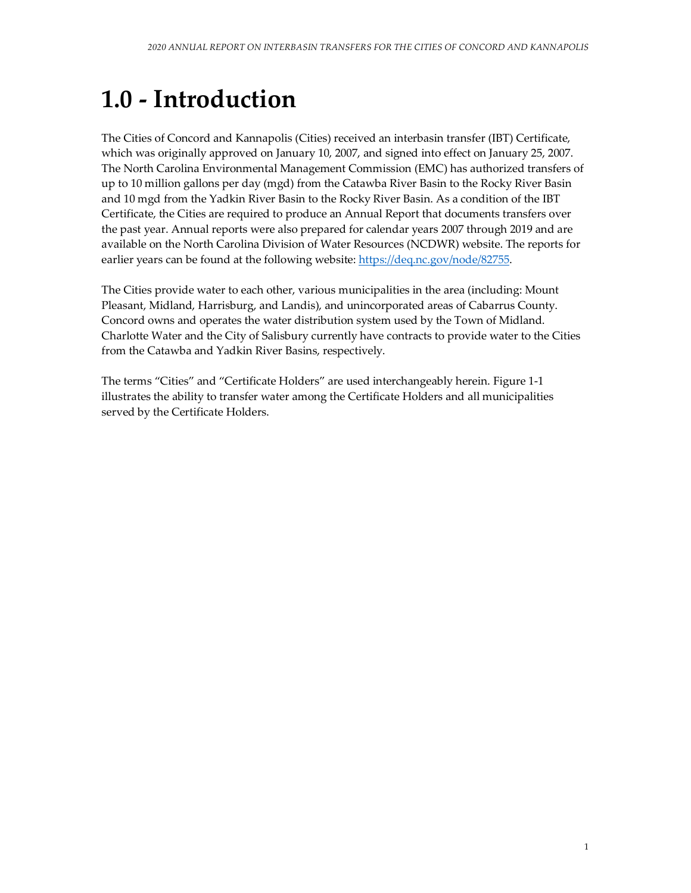# 1.0 - Introduction

The Cities of Concord and Kannapolis (Cities) received an interbasin transfer (IBT) Certificate, which was originally approved on January 10, 2007, and signed into effect on January 25, 2007. The North Carolina Environmental Management Commission (EMC) has authorized transfers of up to 10 million gallons per day (mgd) from the Catawba River Basin to the Rocky River Basin and 10 mgd from the Yadkin River Basin to the Rocky River Basin. As a condition of the IBT Certificate, the Cities are required to produce an Annual Report that documents transfers over the past year. Annual reports were also prepared for calendar years 2007 through 2019 and are available on the North Carolina Division of Water Resources (NCDWR) website. The reports for earlier years can be found at the following website: [https://deq.nc.gov/node/82755](https://deq.nc.gov/node/82755).

The Cities provide water to each other, various municipalities in the area (including: Mount Pleasant, Midland, Harrisburg, and Landis), and unincorporated areas of Cabarrus County. Concord owns and operates the water distribution system used by the Town of Midland. Charlotte Water and the City of Salisbury currently have contracts to provide water to the Cities from the Catawba and Yadkin River Basins, respectively.

The terms "Cities" and "Certificate Holders" are used interchangeably herein. Figure 1-1 illustrates the ability to transfer water among the Certificate Holders and all municipalities served by the Certificate Holders.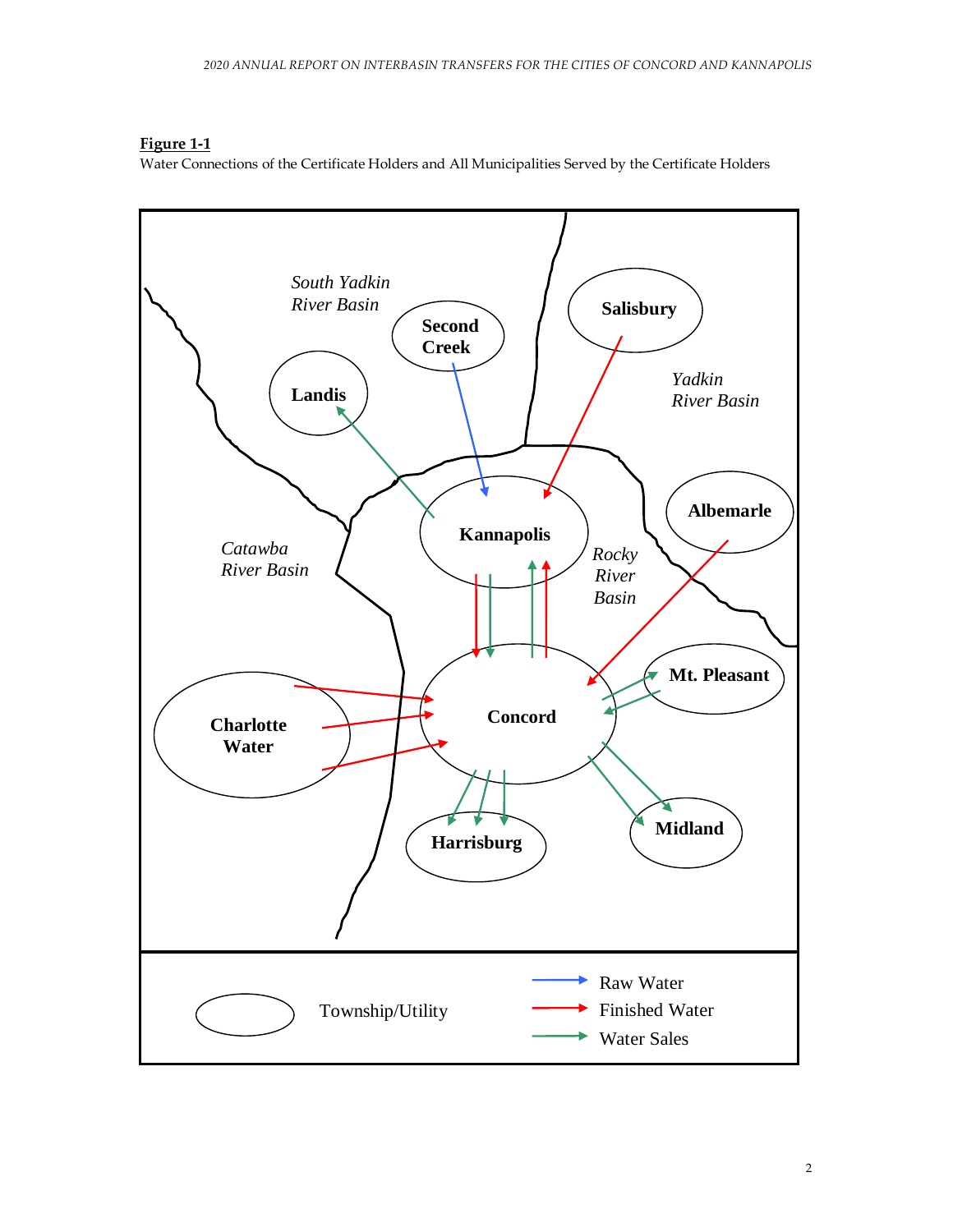**Figure 1-1**

Water Connections of the Certificate Holders and All Municipalities Served by the Certificate Holders

South Yadkin River Basin

Second Creek

Salisbury

Landis

Yadkin River Basin

Kannapolis

Albemarle

Catawba River Basin

Rocky River Basin

Concord

Mt. Pleasant

Charlotte Water

Harrisburg

Midland

Township/Utility

Raw Water

Finished Water

Water Sales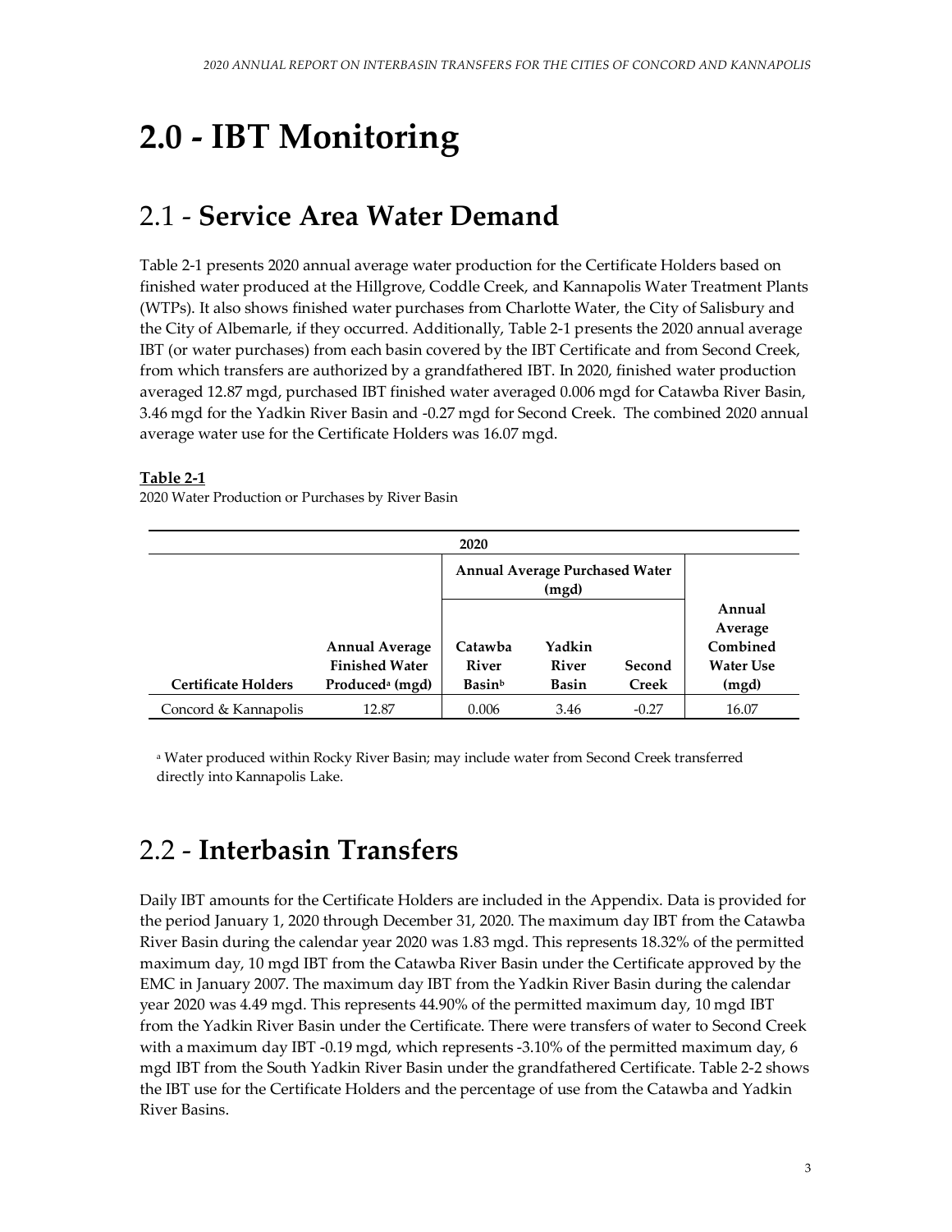# 2.0 - IBT Monitoring

## 2.1 - **Service Area Water Demand**

Table 2-1 presents 2020 annual average water production for the Certificate Holders based on finished water produced at the Hillgrove, Coddle Creek, and Kannapolis Water Treatment Plants (WTPs). It also shows finished water purchases from Charlotte Water, the City of Salisbury and the City of Albemarle, if they occurred. Additionally, Table 2-1 presents the 2020 annual average IBT (or water purchases) from each basin covered by the IBT Certificate and from Second Creek, from which transfers are authorized by a grandfathered IBT. In 2020, finished water production averaged 12.87 mgd, purchased IBT finished water averaged 0.006 mgd for Catawba River Basin, 3.46 mgd for the Yadkin River Basin and -0.27 mgd for Second Creek. The combined 2020 annual average water use for the Certificate Holders was 16.07 mgd.

**Table 2-1**

2020 Water Production or Purchases by River Basin

| 2020 | | | | | |
|---|---|---|---|---|---|
| | | **Annual Average Purchased Water (mgd)** | | | |
| **Certificate Holders** | **Annual Average Finished Water Produced[a] (mgd)** | **Catawba River Basin[b]** | **Yadkin River Basin** | **Second Creek** | **Annual Average Combined Water Use (mgd)** |
| Concord & Kannapolis | 12.87 | 0.006 | 3.46 | -0.27 | 16.07 |

[a] Water produced within Rocky River Basin; may include water from Second Creek transferred directly into Kannapolis Lake.

## 2.2 - **Interbasin Transfers**

Daily IBT amounts for the Certificate Holders are included in the Appendix. Data is provided for the period January 1, 2020 through December 31, 2020. The maximum day IBT from the Catawba River Basin during the calendar year 2020 was 1.83 mgd. This represents 18.32% of the permitted maximum day, 10 mgd IBT from the Catawba River Basin under the Certificate approved by the EMC in January 2007. The maximum day IBT from the Yadkin River Basin during the calendar year 2020 was 4.49 mgd. This represents 44.90% of the permitted maximum day, 10 mgd IBT from the Yadkin River Basin under the Certificate. There were transfers of water to Second Creek with a maximum day IBT -0.19 mgd, which represents -3.10% of the permitted maximum day, 6 mgd IBT from the South Yadkin River Basin under the grandfathered Certificate. Table 2-2 shows the IBT use for the Certificate Holders and the percentage of use from the Catawba and Yadkin River Basins.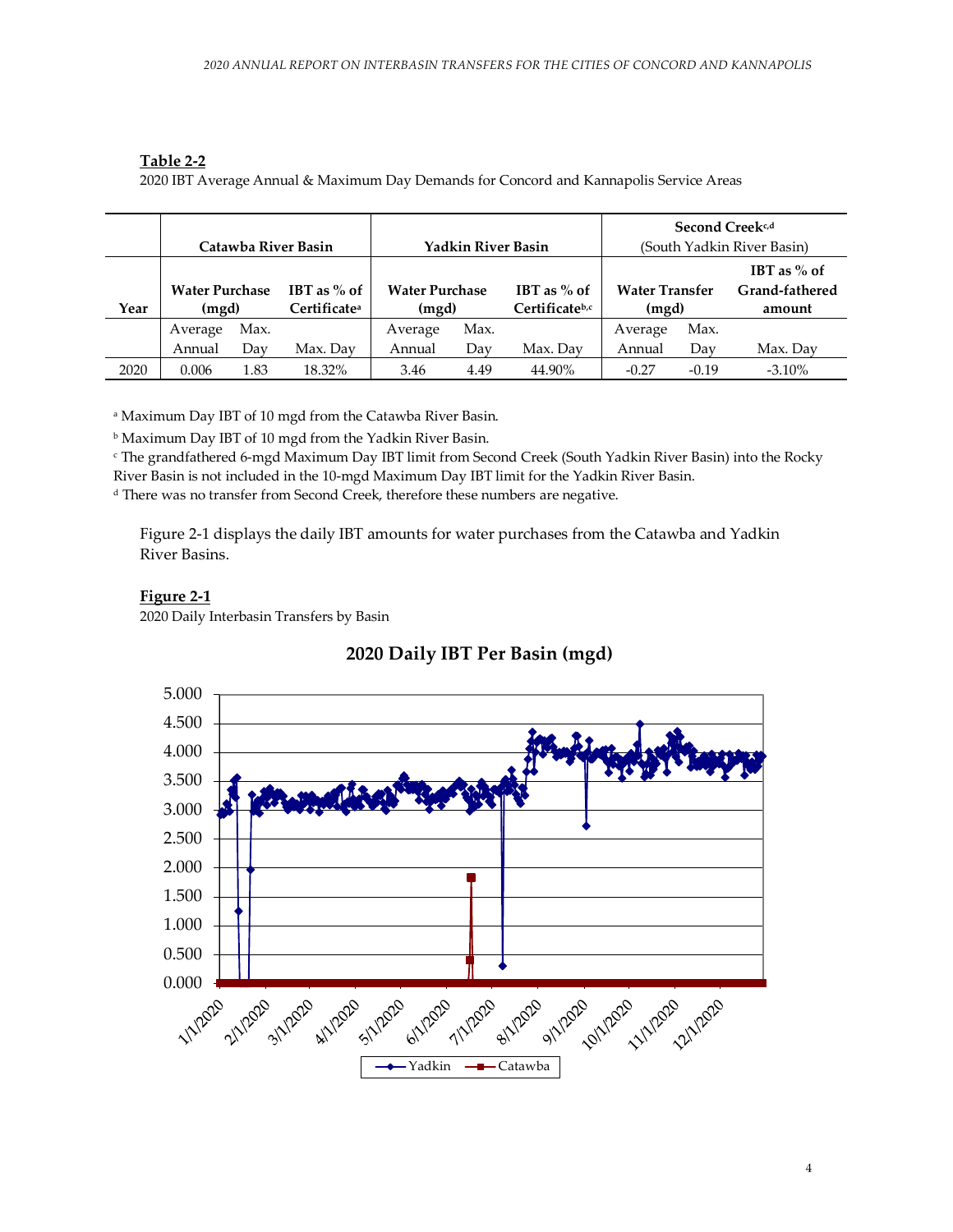**Table 2-2**

2020 IBT Average Annual & Maximum Day Demands for Concord and Kannapolis Service Areas

| | Catawba River Basin | | | Yadkin River Basin | | | Second Creek[c,d] (South Yadkin River Basin) | | |
|---|---|---|---|---|---|---|---|---|---|
| Year | Water Purchase (mgd) | | IBT as % of Certificate[a] | Water Purchase (mgd) | | IBT as % of Certificate[b,c] | Water Transfer (mgd) | | IBT as % of Grand-fathered amount |
| | Average Annual | Max. Day | Max. Day | Average Annual | Max. Day | Max. Day | Average Annual | Max. Day | Max. Day |
| 2020 | 0.006 | 1.83 | 18.32% | 3.46 | 4.49 | 44.90% | -0.27 | -0.19 | -3.10% |

[a] Maximum Day IBT of 10 mgd from the Catawba River Basin.

[b] Maximum Day IBT of 10 mgd from the Yadkin River Basin.

[c] The grandfathered 6-mgd Maximum Day IBT limit from Second Creek (South Yadkin River Basin) into the Rocky River Basin is not included in the 10-mgd Maximum Day IBT limit for the Yadkin River Basin.

[d] There was no transfer from Second Creek, therefore these numbers are negative.

Figure 2-1 displays the daily IBT amounts for water purchases from the Catawba and Yadkin River Basins.

**Figure 2-1**

2020 Daily Interbasin Transfers by Basin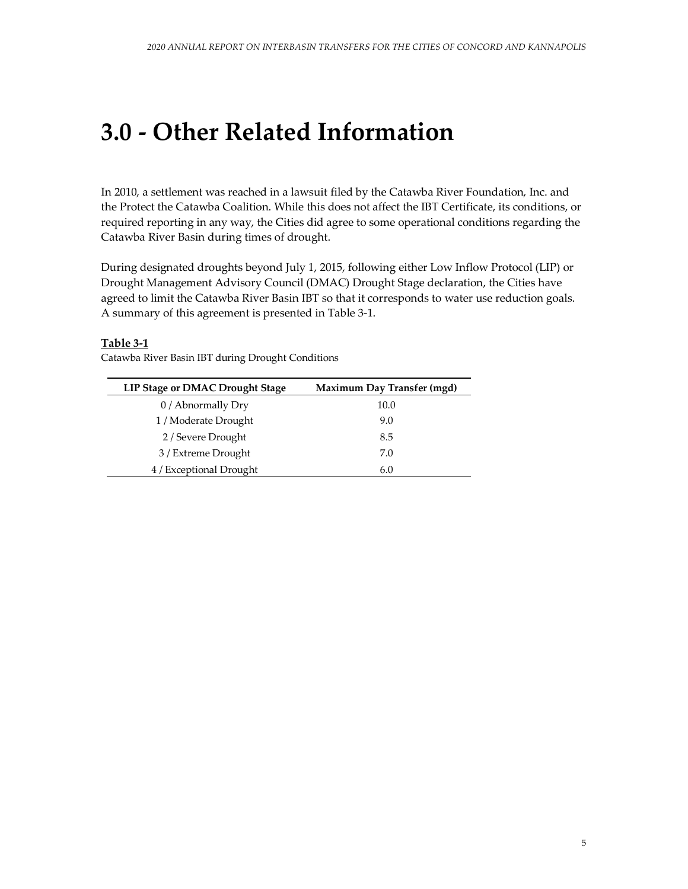# 3.0 - Other Related Information

In 2010, a settlement was reached in a lawsuit filed by the Catawba River Foundation, Inc. and the Protect the Catawba Coalition. While this does not affect the IBT Certificate, its conditions, or required reporting in any way, the Cities did agree to some operational conditions regarding the Catawba River Basin during times of drought.

During designated droughts beyond July 1, 2015, following either Low Inflow Protocol (LIP) or Drought Management Advisory Council (DMAC) Drought Stage declaration, the Cities have agreed to limit the Catawba River Basin IBT so that it corresponds to water use reduction goals. A summary of this agreement is presented in Table 3-1.

**Table 3-1**

Catawba River Basin IBT during Drought Conditions

| LIP Stage or DMAC Drought Stage | Maximum Day Transfer (mgd) |
|---|---|
| 0 / Abnormally Dry | 10.0 |
| 1 / Moderate Drought | 9.0 |
| 2 / Severe Drought | 8.5 |
| 3 / Extreme Drought | 7.0 |
| 4 / Exceptional Drought | 6.0 |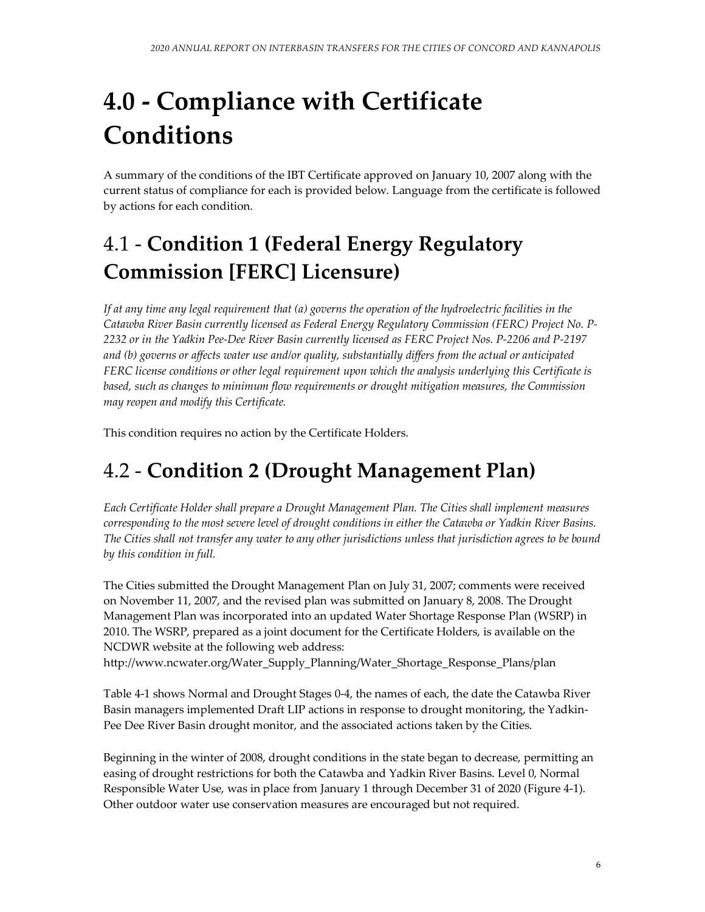# 4.0 - Compliance with Certificate Conditions

A summary of the conditions of the IBT Certificate approved on January 10, 2007 along with the current status of compliance for each is provided below. Language from the certificate is followed by actions for each condition.

## 4.1 - **Condition 1 (Federal Energy Regulatory Commission [FERC] Licensure)**

*If at any time any legal requirement that (a) governs the operation of the hydroelectric facilities in the Catawba River Basin currently licensed as Federal Energy Regulatory Commission (FERC) Project No. P-2232 or in the Yadkin Pee-Dee River Basin currently licensed as FERC Project Nos. P-2206 and P-2197 and (b) governs or affects water use and/or quality, substantially differs from the actual or anticipated FERC license conditions or other legal requirement upon which the analysis underlying this Certificate is based, such as changes to minimum flow requirements or drought mitigation measures, the Commission may reopen and modify this Certificate.*

This condition requires no action by the Certificate Holders.

## 4.2 - **Condition 2 (Drought Management Plan)**

*Each Certificate Holder shall prepare a Drought Management Plan. The Cities shall implement measures corresponding to the most severe level of drought conditions in either the Catawba or Yadkin River Basins. The Cities shall not transfer any water to any other jurisdictions unless that jurisdiction agrees to be bound by this condition in full.*

The Cities submitted the Drought Management Plan on July 31, 2007; comments were received on November 11, 2007, and the revised plan was submitted on January 8, 2008. The Drought Management Plan was incorporated into an updated Water Shortage Response Plan (WSRP) in 2010. The WSRP, prepared as a joint document for the Certificate Holders, is available on the NCDWR website at the following web address:
http://www.ncwater.org/Water_Supply_Planning/Water_Shortage_Response_Plans/plan

Table 4-1 shows Normal and Drought Stages 0-4, the names of each, the date the Catawba River Basin managers implemented Draft LIP actions in response to drought monitoring, the Yadkin-Pee Dee River Basin drought monitor, and the associated actions taken by the Cities.

Beginning in the winter of 2008, drought conditions in the state began to decrease, permitting an easing of drought restrictions for both the Catawba and Yadkin River Basins. Level 0, Normal Responsible Water Use, was in place from January 1 through December 31 of 2020 (Figure 4-1). Other outdoor water use conservation measures are encouraged but not required.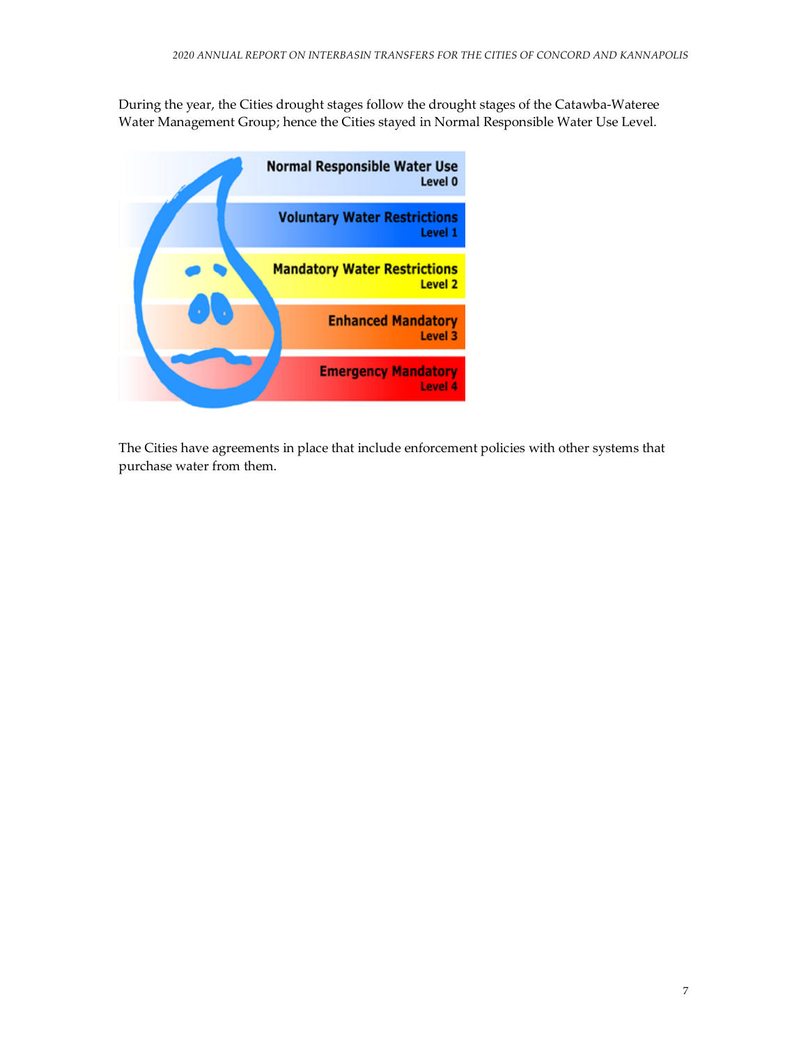During the year, the Cities drought stages follow the drought stages of the Catawba-Wateree Water Management Group; hence the Cities stayed in Normal Responsible Water Use Level.

Normal Responsible Water Use
Level 0

Voluntary Water Restrictions
Level 1

Mandatory Water Restrictions
Level 2

Enhanced Mandatory
Level 3

Emergency Mandatory
Level 4

The Cities have agreements in place that include enforcement policies with other systems that purchase water from them.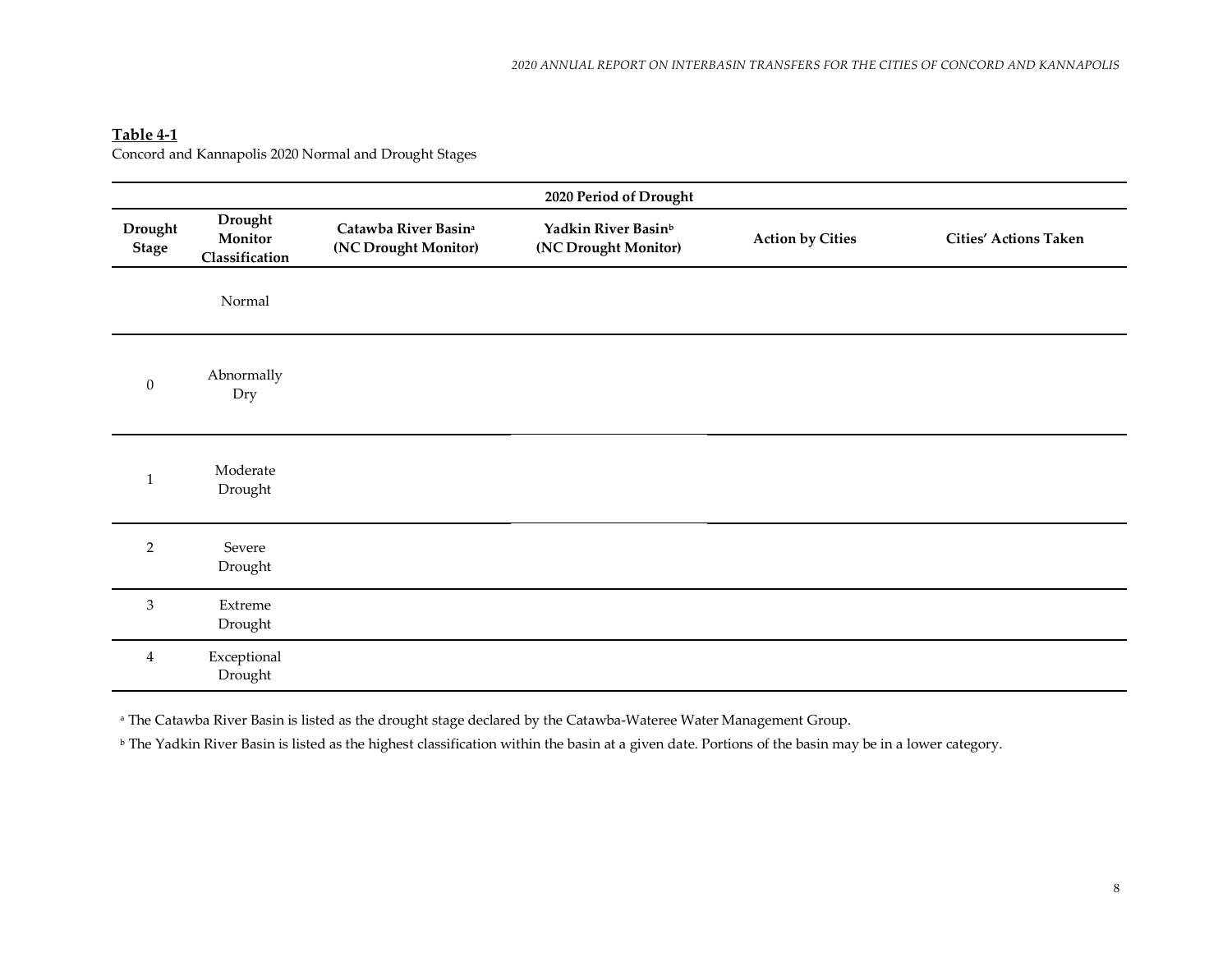**Table 4-1**
Concord and Kannapolis 2020 Normal and Drought Stages

| 2020 Period of Drought | | | | | |
|---|---|---|---|---|---|
| **Drought Stage** | **Drought Monitor Classification** | **Catawba River Basin[a] (NC Drought Monitor)** | **Yadkin River Basin[b] (NC Drought Monitor)** | **Action by Cities** | **Cities' Actions Taken** |
| | Normal | | | | |
| 0 | Abnormally Dry | | | | |
| 1 | Moderate Drought | | | | |
| 2 | Severe Drought | | | | |
| 3 | Extreme Drought | | | | |
| 4 | Exceptional Drought | | | | |

[a] The Catawba River Basin is listed as the drought stage declared by the Catawba-Wateree Water Management Group.

[b] The Yadkin River Basin is listed as the highest classification within the basin at a given date. Portions of the basin may be in a lower category.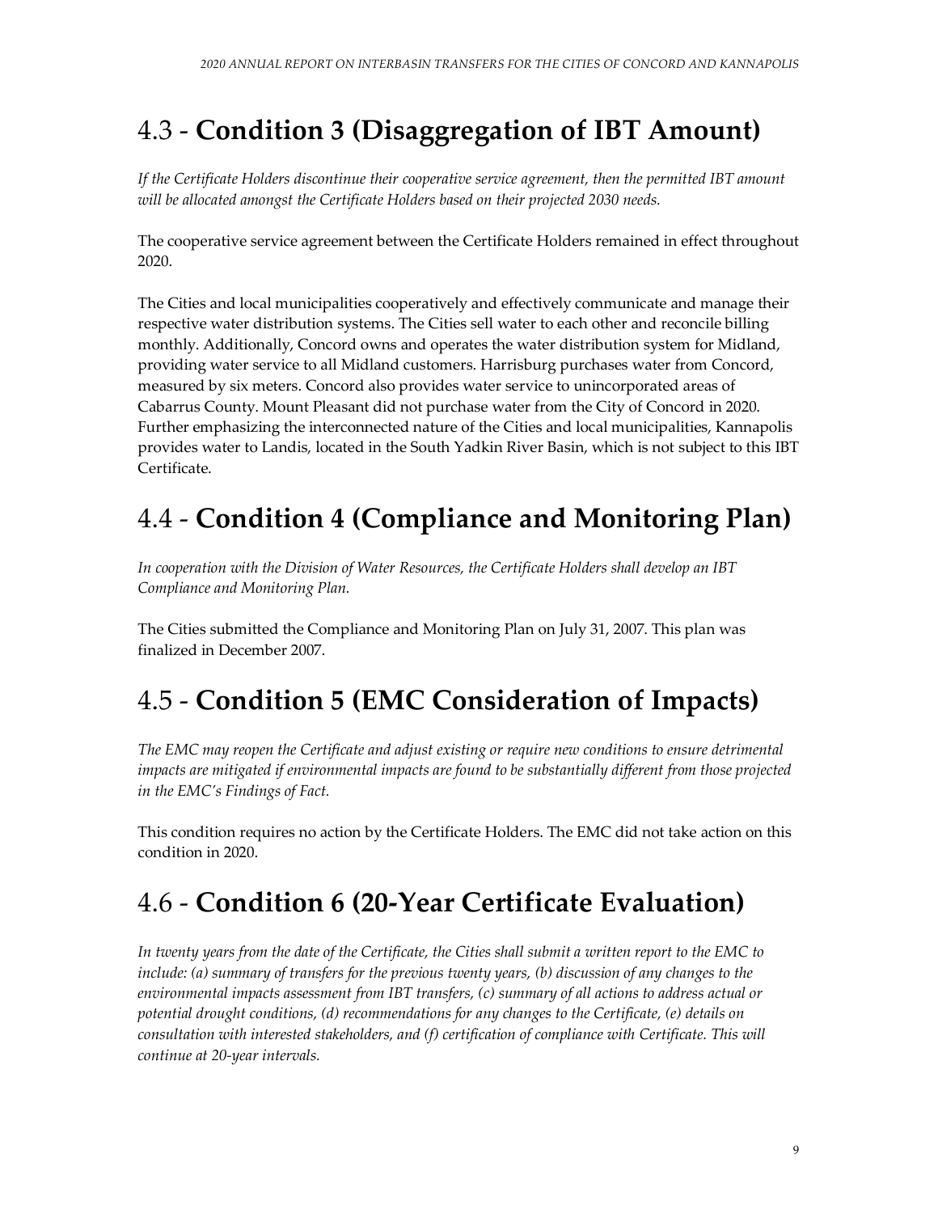# 4.3 - **Condition 3 (Disaggregation of IBT Amount)**

*If the Certificate Holders discontinue their cooperative service agreement, then the permitted IBT amount will be allocated amongst the Certificate Holders based on their projected 2030 needs.*

The cooperative service agreement between the Certificate Holders remained in effect throughout 2020.

The Cities and local municipalities cooperatively and effectively communicate and manage their respective water distribution systems. The Cities sell water to each other and reconcile billing monthly. Additionally, Concord owns and operates the water distribution system for Midland, providing water service to all Midland customers. Harrisburg purchases water from Concord, measured by six meters. Concord also provides water service to unincorporated areas of Cabarrus County. Mount Pleasant did not purchase water from the City of Concord in 2020. Further emphasizing the interconnected nature of the Cities and local municipalities, Kannapolis provides water to Landis, located in the South Yadkin River Basin, which is not subject to this IBT Certificate.

# 4.4 - **Condition 4 (Compliance and Monitoring Plan)**

*In cooperation with the Division of Water Resources, the Certificate Holders shall develop an IBT Compliance and Monitoring Plan.*

The Cities submitted the Compliance and Monitoring Plan on July 31, 2007. This plan was finalized in December 2007.

# 4.5 - **Condition 5 (EMC Consideration of Impacts)**

*The EMC may reopen the Certificate and adjust existing or require new conditions to ensure detrimental impacts are mitigated if environmental impacts are found to be substantially different from those projected in the EMC's Findings of Fact.*

This condition requires no action by the Certificate Holders. The EMC did not take action on this condition in 2020.

# 4.6 - **Condition 6 (20-Year Certificate Evaluation)**

*In twenty years from the date of the Certificate, the Cities shall submit a written report to the EMC to include: (a) summary of transfers for the previous twenty years, (b) discussion of any changes to the environmental impacts assessment from IBT transfers, (c) summary of all actions to address actual or potential drought conditions, (d) recommendations for any changes to the Certificate, (e) details on consultation with interested stakeholders, and (f) certification of compliance with Certificate. This will continue at 20-year intervals.*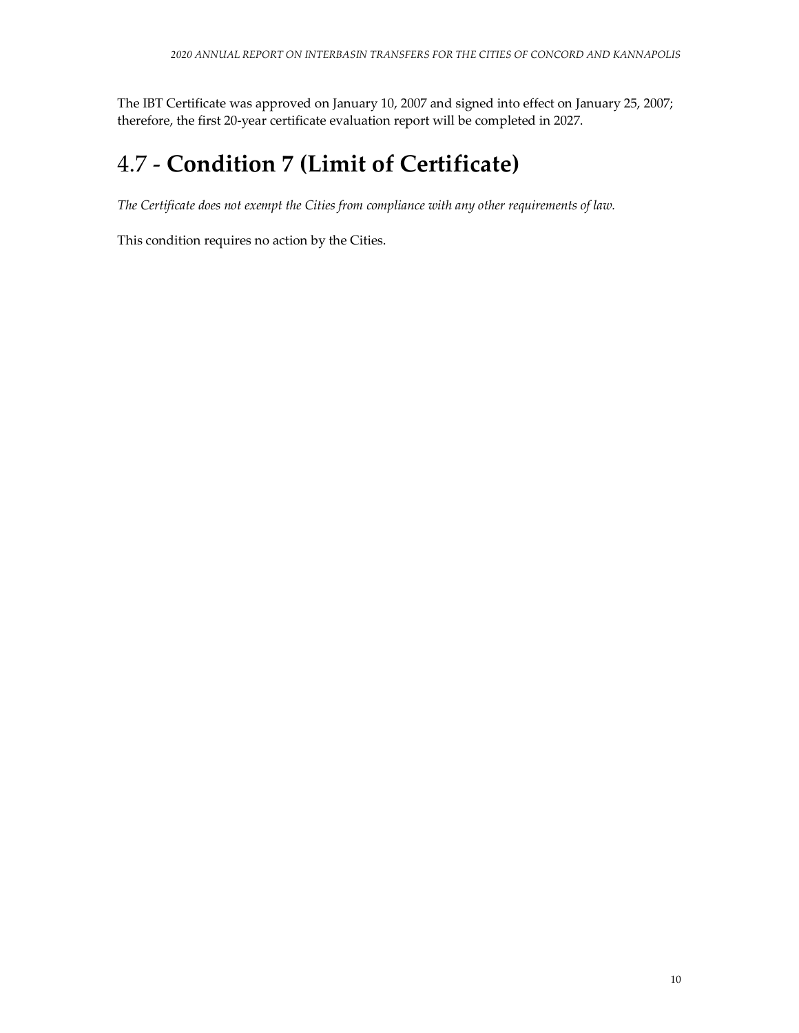The IBT Certificate was approved on January 10, 2007 and signed into effect on January 25, 2007; therefore, the first 20-year certificate evaluation report will be completed in 2027.

# 4.7 - **Condition 7 (Limit of Certificate)**

*The Certificate does not exempt the Cities from compliance with any other requirements of law.*

This condition requires no action by the Cities.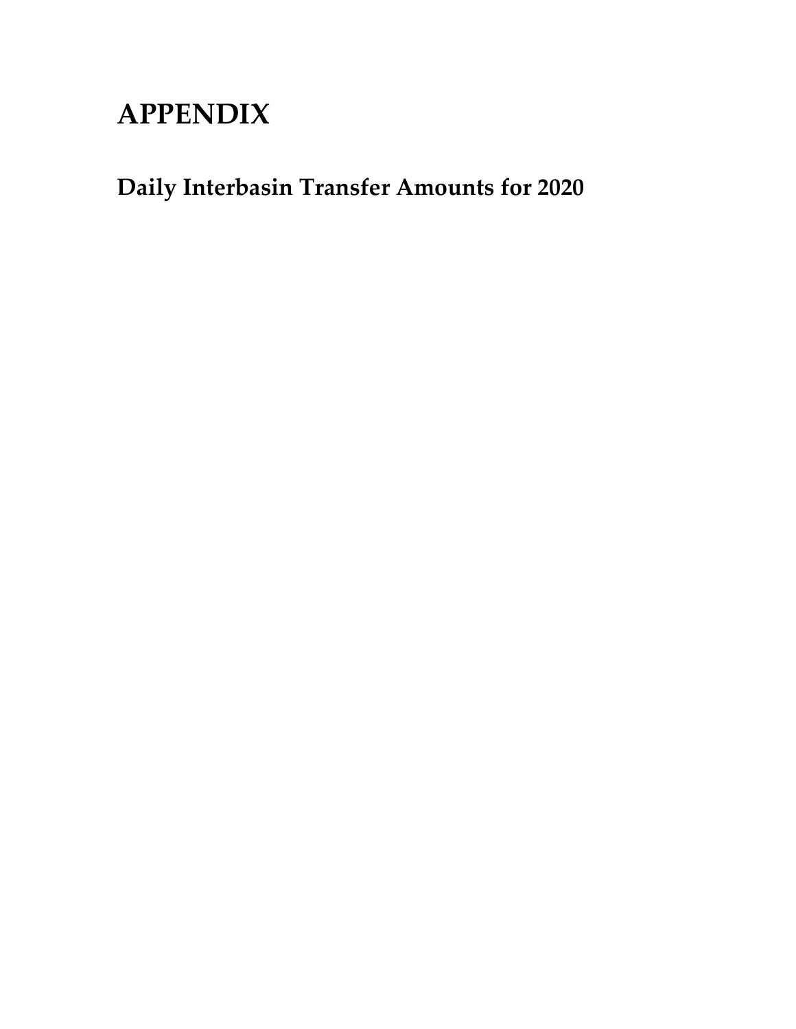# APPENDIX

## Daily Interbasin Transfer Amounts for 2020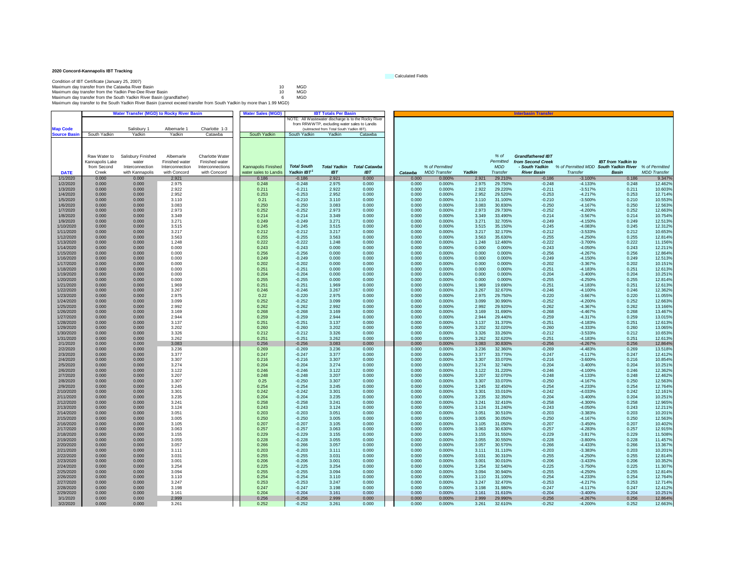**2020 Concord-Kannapolis IBT Tracking**

Calculated Fields

Condition of IBT Certificate (January 25, 2007)

| | | |
|---|---|---|
| Maximum day transfer from the Catawba River Basin | 10 | MGD |
| Maximum day transfer from the Yadkin Pee-Dee River Basin | 10 | MGD |
| Maximum day transfer from the South Yadkin River Basin (grandfather) | 6 | MGD |

Maximum day transfer to the South Yadkin River Basin (cannot exceed transfer from South Yadkin by more than 1.99 MGD)

| | Water Transfer (MGD) to Rocky River Basin | | | | Water Sales (MGD) | IBT Totals Per Basin | | | Interbasin Transfer | | | | | | | |
|---|---|---|---|---|---|---|---|---|---|---|---|---|---|---|---|---|
| | | | | | | NOTE: All Wastewater discharge is to the Rocky River from RRWWTP, excluding water sales to Landis (subtracted from Total South Yadkin IBT). | | | | | | | | | | |
| **Map Code** | | Salisbury 1 | Albemarle 1 | Charlotte 1-3 | | | | | | | | | | | | |
| **Source Basin** | South Yadkin | Yadkin | Yadkin | Catawba | South Yadkin | South Yadkin | Yadkin | Catawba | | | | | | | | |
| **DATE** | Raw Water to Kannapolis Lake from Second Creek | Salisbury Finished water Interconnection with Kannapolis | Albemarle Finished water Interconnection with Concord | Charlotte Water Finished water Interconnections with Concord | Kannapolis Finished water sales to Landis | *Total South Yadkin IBT[1]* | *Total Yadkin IBT* | *Total Catawba IBT* | *Catawba* | *% of Permitted MDD Transfer* | *Yadkin* | *% of Permitted MDD Transfer* | *Grandfathered IBT from Second Creek - South Yadkin River Basin* | *% of Permitted MDD Transfer* | *IBT from Yadkin to South Yadkin River Basin* | *% of Permitted MDD Transfer* |
| 1/1/2020 | 0.000 | 0.000 | 2.921 | | 0.186 | -0.186 | 2.921 | 0.000 | 0.000 | 0.000% | 2.921 | 29.210% | -0.186 | -3.100% | 0.186 | 9.347% |
| 1/2/2020 | 0.000 | 0.000 | 2.975 | | 0.248 | -0.248 | 2.975 | 0.000 | 0.000 | 0.000% | 2.975 | 29.750% | -0.248 | -4.133% | 0.248 | 12.462% |
| 1/3/2020 | 0.000 | 0.000 | 2.922 | | 0.211 | -0.211 | 2.922 | 0.000 | 0.000 | 0.000% | 2.922 | 29.220% | -0.211 | -3.517% | 0.211 | 10.603% |
| 1/4/2020 | 0.000 | 0.000 | 2.952 | | 0.253 | -0.253 | 2.952 | 0.000 | 0.000 | 0.000% | 2.952 | 29.520% | -0.253 | -4.217% | 0.253 | 12.714% |
| 1/5/2020 | 0.000 | 0.000 | 3.110 | | 0.21 | -0.210 | 3.110 | 0.000 | 0.000 | 0.000% | 3.110 | 31.100% | -0.210 | -3.500% | 0.210 | 10.553% |
| 1/6/2020 | 0.000 | 0.000 | 3.083 | | 0.250 | -0.250 | 3.083 | 0.000 | 0.000 | 0.000% | 3.083 | 30.830% | -0.250 | -4.167% | 0.250 | 12.563% |
| 1/7/2020 | 0.000 | 0.000 | 2.973 | | 0.252 | -0.252 | 2.973 | 0.000 | 0.000 | 0.000% | 2.973 | 29.730% | -0.252 | -4.200% | 0.252 | 12.663% |
| 1/8/2020 | 0.000 | 0.000 | 3.349 | | 0.214 | -0.214 | 3.349 | 0.000 | 0.000 | 0.000% | 3.349 | 33.490% | -0.214 | -3.567% | 0.214 | 10.754% |
| 1/9/2020 | 0.000 | 0.000 | 3.271 | | 0.249 | -0.249 | 3.271 | 0.000 | 0.000 | 0.000% | 3.271 | 32.705% | -0.249 | -4.150% | 0.249 | 12.513% |
| 1/10/2020 | 0.000 | 0.000 | 3.515 | | 0.245 | -0.245 | 3.515 | 0.000 | 0.000 | 0.000% | 3.515 | 35.150% | -0.245 | -4.083% | 0.245 | 12.312% |
| 1/11/2020 | 0.000 | 0.000 | 3.217 | | 0.212 | -0.212 | 3.217 | 0.000 | 0.000 | 0.000% | 3.217 | 32.170% | -0.212 | -3.533% | 0.212 | 10.653% |
| 1/12/2020 | 0.000 | 0.000 | 3.563 | | 0.255 | -0.255 | 3.563 | 0.000 | 0.000 | 0.000% | 3.563 | 35.630% | -0.255 | -4.250% | 0.255 | 12.814% |
| 1/13/2020 | 0.000 | 0.000 | 1.248 | | 0.222 | -0.222 | 1.248 | 0.000 | 0.000 | 0.000% | 1.248 | 12.480% | -0.222 | -3.700% | 0.222 | 11.156% |
| 1/14/2020 | 0.000 | 0.000 | 0.000 | | 0.243 | -0.243 | 0.000 | 0.000 | 0.000 | 0.000% | 0.000 | 0.000% | -0.243 | -4.050% | 0.243 | 12.211% |
| 1/15/2020 | 0.000 | 0.000 | 0.000 | | 0.256 | -0.256 | 0.000 | 0.000 | 0.000 | 0.000% | 0.000 | 0.000% | -0.256 | -4.267% | 0.256 | 12.864% |
| 1/16/2020 | 0.000 | 0.000 | 0.000 | | 0.249 | -0.249 | 0.000 | 0.000 | 0.000 | 0.000% | 0.000 | 0.000% | -0.249 | -4.150% | 0.249 | 12.513% |
| 1/17/2020 | 0.000 | 0.000 | 0.000 | | 0.202 | -0.202 | 0.000 | 0.000 | 0.000 | 0.000% | 0.000 | 0.000% | -0.202 | -3.367% | 0.202 | 10.151% |
| 1/18/2020 | 0.000 | 0.000 | 0.000 | | 0.251 | -0.251 | 0.000 | 0.000 | 0.000 | 0.000% | 0.000 | 0.000% | -0.251 | -4.183% | 0.251 | 12.613% |
| 1/19/2020 | 0.000 | 0.000 | 0.000 | | 0.204 | -0.204 | 0.000 | 0.000 | 0.000 | 0.000% | 0.000 | 0.000% | -0.204 | -3.400% | 0.204 | 10.251% |
| 1/20/2020 | 0.000 | 0.000 | 0.000 | | 0.255 | -0.255 | 0.000 | 0.000 | 0.000 | 0.000% | 0.000 | 0.000% | -0.255 | -4.250% | 0.255 | 12.814% |
| 1/21/2020 | 0.000 | 0.000 | 1.969 | | 0.251 | -0.251 | 1.969 | 0.000 | 0.000 | 0.000% | 1.969 | 19.690% | -0.251 | -4.183% | 0.251 | 12.613% |
| 1/22/2020 | 0.000 | 0.000 | 3.267 | | 0.246 | -0.246 | 3.267 | 0.000 | 0.000 | 0.000% | 3.267 | 32.670% | -0.246 | -4.100% | 0.246 | 12.362% |
| 1/23/2020 | 0.000 | 0.000 | 2.975 | | 0.22 | -0.220 | 2.975 | 0.000 | 0.000 | 0.000% | 2.975 | 29.750% | -0.220 | -3.667% | 0.220 | 11.055% |
| 1/24/2020 | 0.000 | 0.000 | 3.099 | | 0.252 | -0.252 | 3.099 | 0.000 | 0.000 | 0.000% | 3.099 | 30.990% | -0.252 | -4.200% | 0.252 | 12.663% |
| 1/25/2020 | 0.000 | 0.000 | 2.992 | | 0.262 | -0.262 | 2.992 | 0.000 | 0.000 | 0.000% | 2.992 | 29.920% | -0.262 | -4.367% | 0.262 | 13.166% |
| 1/26/2020 | 0.000 | 0.000 | 3.169 | | 0.268 | -0.268 | 3.169 | 0.000 | 0.000 | 0.000% | 3.169 | 31.690% | -0.268 | -4.467% | 0.268 | 13.467% |
| 1/27/2020 | 0.000 | 0.000 | 2.944 | | 0.259 | -0.259 | 2.944 | 0.000 | 0.000 | 0.000% | 2.944 | 29.440% | -0.259 | -4.317% | 0.259 | 13.015% |
| 1/28/2020 | 0.000 | 0.000 | 3.137 | | 0.251 | -0.251 | 3.137 | 0.000 | 0.000 | 0.000% | 3.137 | 31.370% | -0.251 | -4.183% | 0.251 | 12.613% |
| 1/29/2020 | 0.000 | 0.000 | 3.202 | | 0.260 | -0.260 | 3.202 | 0.000 | 0.000 | 0.000% | 3.202 | 32.020% | -0.260 | -4.333% | 0.260 | 13.065% |
| 1/30/2020 | 0.000 | 0.000 | 3.326 | | 0.212 | -0.212 | 3.326 | 0.000 | 0.000 | 0.000% | 3.326 | 33.260% | -0.212 | -3.533% | 0.212 | 10.653% |
| 1/31/2020 | 0.000 | 0.000 | 3.262 | | 0.251 | -0.251 | 3.262 | 0.000 | 0.000 | 0.000% | 3.262 | 32.620% | -0.251 | -4.183% | 0.251 | 12.613% |
| 2/1/2020 | 0.000 | 0.000 | 3.083 | | 0.256 | -0.256 | 3.083 | 0.000 | 0.000 | 0.000% | 3.083 | 30.830% | -0.256 | -4.267% | 0.256 | 12.864% |
| 2/2/2020 | 0.000 | 0.000 | 3.236 | | 0.269 | -0.269 | 3.236 | 0.000 | 0.000 | 0.000% | 3.236 | 32.360% | -0.269 | -4.483% | 0.269 | 13.518% |
| 2/3/2020 | 0.000 | 0.000 | 3.377 | | 0.247 | -0.247 | 3.377 | 0.000 | 0.000 | 0.000% | 3.377 | 33.770% | -0.247 | -4.117% | 0.247 | 12.412% |
| 2/4/2020 | 0.000 | 0.000 | 3.307 | | 0.216 | -0.216 | 3.307 | 0.000 | 0.000 | 0.000% | 3.307 | 33.070% | -0.216 | -3.600% | 0.216 | 10.854% |
| 2/5/2020 | 0.000 | 0.000 | 3.274 | | 0.204 | -0.204 | 3.274 | 0.000 | 0.000 | 0.000% | 3.274 | 32.740% | -0.204 | -3.400% | 0.204 | 10.251% |
| 2/6/2020 | 0.000 | 0.000 | 3.122 | | 0.246 | -0.246 | 3.122 | 0.000 | 0.000 | 0.000% | 3.122 | 31.220% | -0.246 | -4.100% | 0.246 | 12.362% |
| 2/7/2020 | 0.000 | 0.000 | 3.207 | | 0.248 | -0.248 | 3.207 | 0.000 | 0.000 | 0.000% | 3.207 | 32.070% | -0.248 | -4.133% | 0.248 | 12.462% |
| 2/8/2020 | 0.000 | 0.000 | 3.307 | | 0.25 | -0.250 | 3.307 | 0.000 | 0.000 | 0.000% | 3.307 | 33.070% | -0.250 | -4.167% | 0.250 | 12.563% |
| 2/9/2020 | 0.000 | 0.000 | 3.245 | | 0.254 | -0.254 | 3.245 | 0.000 | 0.000 | 0.000% | 3.245 | 32.450% | -0.254 | -4.233% | 0.254 | 12.764% |
| 2/10/2020 | 0.000 | 0.000 | 3.301 | | 0.242 | -0.242 | 3.301 | 0.000 | 0.000 | 0.000% | 3.301 | 33.010% | -0.242 | -4.033% | 0.242 | 12.161% |
| 2/11/2020 | 0.000 | 0.000 | 3.235 | | 0.204 | -0.204 | 3.235 | 0.000 | 0.000 | 0.000% | 3.235 | 32.350% | -0.204 | -3.400% | 0.204 | 10.251% |
| 2/12/2020 | 0.000 | 0.000 | 3.241 | | 0.258 | -0.258 | 3.241 | 0.000 | 0.000 | 0.000% | 3.241 | 32.410% | -0.258 | -4.300% | 0.258 | 12.965% |
| 2/13/2020 | 0.000 | 0.000 | 3.124 | | 0.243 | -0.243 | 3.124 | 0.000 | 0.000 | 0.000% | 3.124 | 31.240% | -0.243 | -4.050% | 0.243 | 12.211% |
| 2/14/2020 | 0.000 | 0.000 | 3.051 | | 0.203 | -0.203 | 3.051 | 0.000 | 0.000 | 0.000% | 3.051 | 30.510% | -0.203 | -3.383% | 0.203 | 10.201% |
| 2/15/2020 | 0.000 | 0.000 | 3.005 | | 0.250 | -0.250 | 3.005 | 0.000 | 0.000 | 0.000% | 3.005 | 30.050% | -0.250 | -4.167% | 0.250 | 12.563% |
| 2/16/2020 | 0.000 | 0.000 | 3.105 | | 0.207 | -0.207 | 3.105 | 0.000 | 0.000 | 0.000% | 3.105 | 31.050% | -0.207 | -3.450% | 0.207 | 10.402% |
| 2/17/2020 | 0.000 | 0.000 | 3.063 | | 0.257 | -0.257 | 3.063 | 0.000 | 0.000 | 0.000% | 3.063 | 30.630% | -0.257 | -4.283% | 0.257 | 12.915% |
| 2/18/2020 | 0.000 | 0.000 | 3.155 | | 0.229 | -0.229 | 3.155 | 0.000 | 0.000 | 0.000% | 3.155 | 31.550% | -0.229 | -3.817% | 0.229 | 11.508% |
| 2/19/2020 | 0.000 | 0.000 | 3.055 | | 0.228 | -0.228 | 3.055 | 0.000 | 0.000 | 0.000% | 3.055 | 30.550% | -0.228 | -3.800% | 0.228 | 11.457% |
| 2/20/2020 | 0.000 | 0.000 | 3.057 | | 0.266 | -0.266 | 3.057 | 0.000 | 0.000 | 0.000% | 3.057 | 30.570% | -0.266 | -4.433% | 0.266 | 13.367% |
| 2/21/2020 | 0.000 | 0.000 | 3.111 | | 0.203 | -0.203 | 3.111 | 0.000 | 0.000 | 0.000% | 3.111 | 31.110% | -0.203 | -3.383% | 0.203 | 10.201% |
| 2/22/2020 | 0.000 | 0.000 | 3.031 | | 0.255 | -0.255 | 3.031 | 0.000 | 0.000 | 0.000% | 3.031 | 30.310% | -0.255 | -4.250% | 0.255 | 12.814% |
| 2/23/2020 | 0.000 | 0.000 | 3.001 | | 0.206 | -0.206 | 3.001 | 0.000 | 0.000 | 0.000% | 3.001 | 30.010% | -0.206 | -3.433% | 0.206 | 10.352% |
| 2/24/2020 | 0.000 | 0.000 | 3.254 | | 0.225 | -0.225 | 3.254 | 0.000 | 0.000 | 0.000% | 3.254 | 32.540% | -0.225 | -3.750% | 0.225 | 11.307% |
| 2/25/2020 | 0.000 | 0.000 | 3.094 | | 0.255 | -0.255 | 3.094 | 0.000 | 0.000 | 0.000% | 3.094 | 30.940% | -0.255 | -4.250% | 0.255 | 12.814% |
| 2/26/2020 | 0.000 | 0.000 | 3.110 | | 0.254 | -0.254 | 3.110 | 0.000 | 0.000 | 0.000% | 3.110 | 31.100% | -0.254 | -4.233% | 0.254 | 12.764% |
| 2/27/2020 | 0.000 | 0.000 | 3.247 | | 0.253 | -0.253 | 3.247 | 0.000 | 0.000 | 0.000% | 3.247 | 32.470% | -0.253 | -4.217% | 0.253 | 12.714% |
| 2/28/2020 | 0.000 | 0.000 | 3.198 | | 0.247 | -0.247 | 3.198 | 0.000 | 0.000 | 0.000% | 3.198 | 31.980% | -0.247 | -4.117% | 0.247 | 12.412% |
| 2/29/2020 | 0.000 | 0.000 | 3.161 | | 0.204 | -0.204 | 3.161 | 0.000 | 0.000 | 0.000% | 3.161 | 31.610% | -0.204 | -3.400% | 0.204 | 10.251% |
| 3/1/2020 | 0.000 | 0.000 | 2.999 | | 0.256 | -0.256 | 2.999 | 0.000 | 0.000 | 0.000% | 2.999 | 29.990% | -0.256 | -4.267% | 0.256 | 12.864% |
| 3/2/2020 | 0.000 | 0.000 | 3.261 | | 0.252 | -0.252 | 3.261 | 0.000 | 0.000 | 0.000% | 3.261 | 32.610% | -0.252 | -4.200% | 0.252 | 12.663% |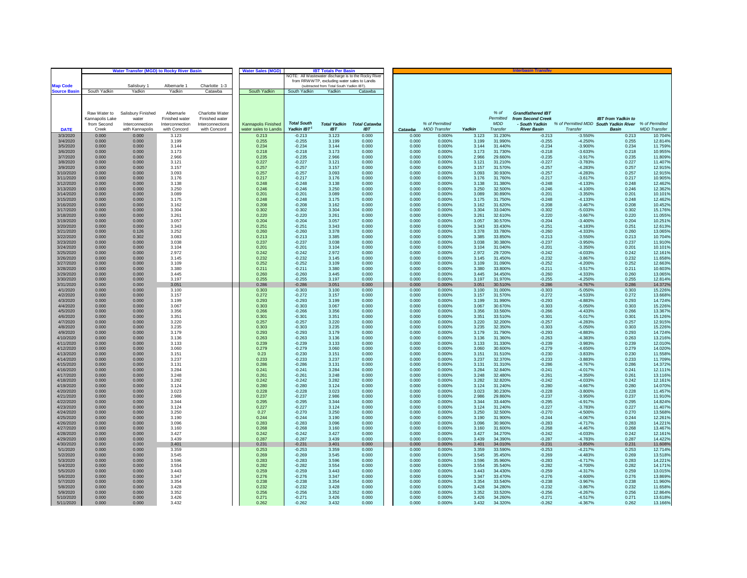| | Water Transfer (MGD) to Rocky River Basin | | | | Water Sales (MGD) | IBT Totals Per Basin | | | Interbasin Transfer | | | | | | | | | |
|---|---|---|---|---|---|---|---|---|---|---|---|---|---|---|---|---|---|---|
| | | | | | | NOTE: All Wastewater discharge is to the Rocky River from RRWWTP, excluding water sales to Landis (subtracted from Total South Yadkin IBT). | | | | | | | | | | | | |
| **Map Code** | | Salisbury 1 | Albemarle 1 | Charlotte 1-3 | | | | | | | | | | | | | | |
| **Source Basin** | South Yadkin | Yadkin | Yadkin | Catawba | South Yadkin | South Yadkin | Yadkin | Catawba | | | | | | | | | | |
| **DATE** | Raw Water to Kannapolis Lake from Second Creek | Salisbury Finished water Interconnection with Kannapolis | Albemarle Finished water Interconnection with Concord | Charlotte Water Finished water Interconnections with Concord | Kannapolis Finished water sales to Landis | *Total South Yadkin IBT[1]* | *Total Yadkin IBT* | *Total Catawba IBT* | *Catawba* | *% of Permitted MDD Transfer* | *Yadkin* | *% of Permitted MDD Transfer* | *Grandfathered IBT from Second Creek - South Yadkin River Basin* | *% of Permitted MDD Transfer* | *IBT from Yadkin to South Yadkin River Basin* | *% of Permitted MDD Transfer* |
| 3/3/2020 | 0.000 | 0.000 | 3.123 | | 0.213 | -0.213 | 3.123 | 0.000 | 0.000 | 0.000% | 3.123 | 31.230% | -0.213 | -3.550% | 0.213 | 10.704% |
| 3/4/2020 | 0.000 | 0.000 | 3.199 | | 0.255 | -0.255 | 3.199 | 0.000 | 0.000 | 0.000% | 3.199 | 31.990% | -0.255 | -4.250% | 0.255 | 12.814% |
| 3/5/2020 | 0.000 | 0.000 | 3.144 | | 0.234 | -0.234 | 3.144 | 0.000 | 0.000 | 0.000% | 3.144 | 31.440% | -0.234 | -3.900% | 0.234 | 11.759% |
| 3/6/2020 | 0.000 | 0.000 | 3.173 | | 0.218 | -0.218 | 3.173 | 0.000 | 0.000 | 0.000% | 3.173 | 31.730% | -0.218 | -3.633% | 0.218 | 10.955% |
| 3/7/2020 | 0.000 | 0.000 | 2.966 | | 0.235 | -0.235 | 2.966 | 0.000 | 0.000 | 0.000% | 2.966 | 29.660% | -0.235 | -3.917% | 0.235 | 11.809% |
| 3/8/2020 | 0.000 | 0.000 | 3.121 | | 0.227 | -0.227 | 3.121 | 0.000 | 0.000 | 0.000% | 3.121 | 31.210% | -0.227 | -3.783% | 0.227 | 11.407% |
| 3/9/2020 | 0.000 | 0.000 | 3.157 | | 0.257 | -0.257 | 3.157 | 0.000 | 0.000 | 0.000% | 3.157 | 31.570% | -0.257 | -4.283% | 0.257 | 12.915% |
| 3/10/2020 | 0.000 | 0.000 | 3.093 | | 0.257 | -0.257 | 3.093 | 0.000 | 0.000 | 0.000% | 3.093 | 30.930% | -0.257 | -4.283% | 0.257 | 12.915% |
| 3/11/2020 | 0.000 | 0.000 | 3.176 | | 0.217 | -0.217 | 3.176 | 0.000 | 0.000 | 0.000% | 3.176 | 31.760% | -0.217 | -3.617% | 0.217 | 10.905% |
| 3/12/2020 | 0.000 | 0.000 | 3.138 | | 0.248 | -0.248 | 3.138 | 0.000 | 0.000 | 0.000% | 3.138 | 31.380% | -0.248 | -4.133% | 0.248 | 12.462% |
| 3/13/2020 | 0.000 | 0.000 | 3.250 | | 0.246 | -0.246 | 3.250 | 0.000 | 0.000 | 0.000% | 3.250 | 32.500% | -0.246 | -4.100% | 0.246 | 12.362% |
| 3/14/2020 | 0.000 | 0.000 | 3.089 | | 0.201 | -0.201 | 3.089 | 0.000 | 0.000 | 0.000% | 3.089 | 30.890% | -0.201 | -3.350% | 0.201 | 10.101% |
| 3/15/2020 | 0.000 | 0.000 | 3.175 | | 0.248 | -0.248 | 3.175 | 0.000 | 0.000 | 0.000% | 3.175 | 31.750% | -0.248 | -4.133% | 0.248 | 12.462% |
| 3/16/2020 | 0.000 | 0.000 | 3.162 | | 0.208 | -0.208 | 3.162 | 0.000 | 0.000 | 0.000% | 3.162 | 31.620% | -0.208 | -3.467% | 0.208 | 10.452% |
| 3/17/2020 | 0.000 | 0.000 | 3.304 | | 0.302 | -0.302 | 3.304 | 0.000 | 0.000 | 0.000% | 3.304 | 33.040% | -0.302 | -5.033% | 0.302 | 15.176% |
| 3/18/2020 | 0.000 | 0.000 | 3.261 | | 0.220 | -0.220 | 3.261 | 0.000 | 0.000 | 0.000% | 3.261 | 32.610% | -0.220 | -3.667% | 0.220 | 11.055% |
| 3/19/2020 | 0.000 | 0.000 | 3.057 | | 0.204 | -0.204 | 3.057 | 0.000 | 0.000 | 0.000% | 3.057 | 30.570% | -0.204 | -3.400% | 0.204 | 10.251% |
| 3/20/2020 | 0.000 | 0.000 | 3.343 | | 0.251 | -0.251 | 3.343 | 0.000 | 0.000 | 0.000% | 3.343 | 33.430% | -0.251 | -4.183% | 0.251 | 12.613% |
| 3/21/2020 | 0.000 | 0.126 | 3.252 | | 0.260 | -0.260 | 3.378 | 0.000 | 0.000 | 0.000% | 3.378 | 33.780% | -0.260 | -4.333% | 0.260 | 13.065% |
| 3/22/2020 | 0.000 | 0.302 | 3.083 | | 0.213 | -0.213 | 3.385 | 0.000 | 0.000 | 0.000% | 3.385 | 33.850% | -0.213 | -3.550% | 0.213 | 10.704% |
| 3/23/2020 | 0.000 | 0.000 | 3.038 | | 0.237 | -0.237 | 3.038 | 0.000 | 0.000 | 0.000% | 3.038 | 30.380% | -0.237 | -3.950% | 0.237 | 11.910% |
| 3/24/2020 | 0.000 | 0.000 | 3.104 | | 0.201 | -0.201 | 3.104 | 0.000 | 0.000 | 0.000% | 3.104 | 31.040% | -0.201 | -3.350% | 0.201 | 10.101% |
| 3/25/2020 | 0.000 | 0.000 | 2.972 | | 0.242 | -0.242 | 2.972 | 0.000 | 0.000 | 0.000% | 2.972 | 29.720% | -0.242 | -4.033% | 0.242 | 12.161% |
| 3/26/2020 | 0.000 | 0.000 | 3.145 | | 0.232 | -0.232 | 3.145 | 0.000 | 0.000 | 0.000% | 3.145 | 31.450% | -0.232 | -3.867% | 0.232 | 11.658% |
| 3/27/2020 | 0.000 | 0.000 | 3.109 | | 0.252 | -0.252 | 3.109 | 0.000 | 0.000 | 0.000% | 3.109 | 31.090% | -0.252 | -4.200% | 0.252 | 12.663% |
| 3/28/2020 | 0.000 | 0.000 | 3.380 | | 0.211 | -0.211 | 3.380 | 0.000 | 0.000 | 0.000% | 3.380 | 33.800% | -0.211 | -3.517% | 0.211 | 10.603% |
| 3/29/2020 | 0.000 | 0.000 | 3.445 | | 0.260 | -0.260 | 3.445 | 0.000 | 0.000 | 0.000% | 3.445 | 34.450% | -0.260 | -4.333% | 0.260 | 13.065% |
| 3/30/2020 | 0.000 | 0.000 | 3.197 | | 0.255 | -0.255 | 3.197 | 0.000 | 0.000 | 0.000% | 3.197 | 31.970% | -0.255 | -4.250% | 0.255 | 12.814% |
| 3/31/2020 | 0.000 | 0.000 | 3.051 | | 0.286 | -0.286 | 3.051 | 0.000 | 0.000 | 0.000% | 3.051 | 30.510% | -0.286 | -4.767% | 0.286 | 14.372% |
| 4/1/2020 | 0.000 | 0.000 | 3.100 | | 0.303 | -0.303 | 3.100 | 0.000 | 0.000 | 0.000% | 3.100 | 31.000% | -0.303 | -5.050% | 0.303 | 15.226% |
| 4/2/2020 | 0.000 | 0.000 | 3.157 | | 0.272 | -0.272 | 3.157 | 0.000 | 0.000 | 0.000% | 3.157 | 31.570% | -0.272 | -4.533% | 0.272 | 13.668% |
| 4/3/2020 | 0.000 | 0.000 | 3.199 | | 0.293 | -0.293 | 3.199 | 0.000 | 0.000 | 0.000% | 3.199 | 31.990% | -0.293 | -4.883% | 0.293 | 14.724% |
| 4/4/2020 | 0.000 | 0.000 | 3.067 | | 0.303 | -0.303 | 3.067 | 0.000 | 0.000 | 0.000% | 3.067 | 30.670% | -0.303 | -5.050% | 0.303 | 15.226% |
| 4/5/2020 | 0.000 | 0.000 | 3.356 | | 0.266 | -0.266 | 3.356 | 0.000 | 0.000 | 0.000% | 3.356 | 33.560% | -0.266 | -4.433% | 0.266 | 13.367% |
| 4/6/2020 | 0.000 | 0.000 | 3.351 | | 0.301 | -0.301 | 3.351 | 0.000 | 0.000 | 0.000% | 3.351 | 33.510% | -0.301 | -5.017% | 0.301 | 15.126% |
| 4/7/2020 | 0.000 | 0.000 | 3.220 | | 0.257 | -0.257 | 3.220 | 0.000 | 0.000 | 0.000% | 3.220 | 32.200% | -0.257 | -4.283% | 0.257 | 12.915% |
| 4/8/2020 | 0.000 | 0.000 | 3.235 | | 0.303 | -0.303 | 3.235 | 0.000 | 0.000 | 0.000% | 3.235 | 32.350% | -0.303 | -5.050% | 0.303 | 15.226% |
| 4/9/2020 | 0.000 | 0.000 | 3.179 | | 0.293 | -0.293 | 3.179 | 0.000 | 0.000 | 0.000% | 3.179 | 31.790% | -0.293 | -4.883% | 0.293 | 14.724% |
| 4/10/2020 | 0.000 | 0.000 | 3.136 | | 0.263 | -0.263 | 3.136 | 0.000 | 0.000 | 0.000% | 3.136 | 31.360% | -0.263 | -4.383% | 0.263 | 13.216% |
| 4/11/2020 | 0.000 | 0.000 | 3.133 | | 0.239 | -0.239 | 3.133 | 0.000 | 0.000 | 0.000% | 3.133 | 31.330% | -0.239 | -3.983% | 0.239 | 12.010% |
| 4/12/2020 | 0.000 | 0.000 | 3.060 | | 0.279 | -0.279 | 3.060 | 0.000 | 0.000 | 0.000% | 3.060 | 30.600% | -0.279 | -4.650% | 0.279 | 14.020% |
| 4/13/2020 | 0.000 | 0.000 | 3.151 | | 0.23 | -0.230 | 3.151 | 0.000 | 0.000 | 0.000% | 3.151 | 31.510% | -0.230 | -3.833% | 0.230 | 11.558% |
| 4/14/2020 | 0.000 | 0.000 | 3.237 | | 0.233 | -0.233 | 3.237 | 0.000 | 0.000 | 0.000% | 3.237 | 32.370% | -0.233 | -3.883% | 0.233 | 11.709% |
| 4/15/2020 | 0.000 | 0.000 | 3.131 | | 0.286 | -0.286 | 3.131 | 0.000 | 0.000 | 0.000% | 3.131 | 31.310% | -0.286 | -4.767% | 0.286 | 14.372% |
| 4/16/2020 | 0.000 | 0.000 | 3.284 | | 0.241 | -0.241 | 3.284 | 0.000 | 0.000 | 0.000% | 3.284 | 32.840% | -0.241 | -4.017% | 0.241 | 12.111% |
| 4/17/2020 | 0.000 | 0.000 | 3.248 | | 0.261 | -0.261 | 3.248 | 0.000 | 0.000 | 0.000% | 3.248 | 32.480% | -0.261 | -4.350% | 0.261 | 13.116% |
| 4/18/2020 | 0.000 | 0.000 | 3.282 | | 0.242 | -0.242 | 3.282 | 0.000 | 0.000 | 0.000% | 3.282 | 32.820% | -0.242 | -4.033% | 0.242 | 12.161% |
| 4/19/2020 | 0.000 | 0.000 | 3.124 | | 0.280 | -0.280 | 3.124 | 0.000 | 0.000 | 0.000% | 3.124 | 31.240% | -0.280 | -4.667% | 0.280 | 14.070% |
| 4/20/2020 | 0.000 | 0.000 | 3.023 | | 0.228 | -0.228 | 3.023 | 0.000 | 0.000 | 0.000% | 3.023 | 30.230% | -0.228 | -3.800% | 0.228 | 11.457% |
| 4/21/2020 | 0.000 | 0.000 | 2.986 | | 0.237 | -0.237 | 2.986 | 0.000 | 0.000 | 0.000% | 2.986 | 29.860% | -0.237 | -3.950% | 0.237 | 11.910% |
| 4/22/2020 | 0.000 | 0.000 | 3.344 | | 0.295 | -0.295 | 3.344 | 0.000 | 0.000 | 0.000% | 3.344 | 33.440% | -0.295 | -4.917% | 0.295 | 14.824% |
| 4/23/2020 | 0.000 | 0.000 | 3.124 | | 0.227 | -0.227 | 3.124 | 0.000 | 0.000 | 0.000% | 3.124 | 31.240% | -0.227 | -3.783% | 0.227 | 11.407% |
| 4/24/2020 | 0.000 | 0.000 | 3.250 | | 0.27 | -0.270 | 3.250 | 0.000 | 0.000 | 0.000% | 3.250 | 32.500% | -0.270 | -4.500% | 0.270 | 13.568% |
| 4/25/2020 | 0.000 | 0.000 | 3.190 | | 0.244 | -0.244 | 3.190 | 0.000 | 0.000 | 0.000% | 3.190 | 31.900% | -0.244 | -4.067% | 0.244 | 12.261% |
| 4/26/2020 | 0.000 | 0.000 | 3.096 | | 0.283 | -0.283 | 3.096 | 0.000 | 0.000 | 0.000% | 3.096 | 30.960% | -0.283 | -4.717% | 0.283 | 14.221% |
| 4/27/2020 | 0.000 | 0.000 | 3.160 | | 0.268 | -0.268 | 3.160 | 0.000 | 0.000 | 0.000% | 3.160 | 31.600% | -0.268 | -4.467% | 0.268 | 13.467% |
| 4/28/2020 | 0.000 | 0.000 | 3.427 | | 0.242 | -0.242 | 3.427 | 0.000 | 0.000 | 0.000% | 3.427 | 34.270% | -0.242 | -4.033% | 0.242 | 12.161% |
| 4/29/2020 | 0.000 | 0.000 | 3.439 | | 0.287 | -0.287 | 3.439 | 0.000 | 0.000 | 0.000% | 3.439 | 34.390% | -0.287 | -4.783% | 0.287 | 14.422% |
| 4/30/2020 | 0.000 | 0.000 | 3.401 | | 0.231 | -0.231 | 3.401 | 0.000 | 0.000 | 0.000% | 3.401 | 34.010% | -0.231 | -3.850% | 0.231 | 11.608% |
| 5/1/2020 | 0.000 | 0.000 | 3.359 | | 0.253 | -0.253 | 3.359 | 0.000 | 0.000 | 0.000% | 3.359 | 33.590% | -0.253 | -4.217% | 0.253 | 12.714% |
| 5/2/2020 | 0.000 | 0.000 | 3.545 | | 0.269 | -0.269 | 3.545 | 0.000 | 0.000 | 0.000% | 3.545 | 35.450% | -0.269 | -4.483% | 0.269 | 13.518% |
| 5/3/2020 | 0.000 | 0.000 | 3.596 | | 0.283 | -0.283 | 3.596 | 0.000 | 0.000 | 0.000% | 3.596 | 35.960% | -0.283 | -4.717% | 0.283 | 14.221% |
| 5/4/2020 | 0.000 | 0.000 | 3.554 | | 0.282 | -0.282 | 3.554 | 0.000 | 0.000 | 0.000% | 3.554 | 35.540% | -0.282 | -4.700% | 0.282 | 14.171% |
| 5/5/2020 | 0.000 | 0.000 | 3.443 | | 0.259 | -0.259 | 3.443 | 0.000 | 0.000 | 0.000% | 3.443 | 34.430% | -0.259 | -4.317% | 0.259 | 13.015% |
| 5/6/2020 | 0.000 | 0.000 | 3.347 | | 0.276 | -0.276 | 3.347 | 0.000 | 0.000 | 0.000% | 3.347 | 33.470% | -0.276 | -4.600% | 0.276 | 13.869% |
| 5/7/2020 | 0.000 | 0.000 | 3.354 | | 0.238 | -0.238 | 3.354 | 0.000 | 0.000 | 0.000% | 3.354 | 33.540% | -0.238 | -3.967% | 0.238 | 11.960% |
| 5/8/2020 | 0.000 | 0.000 | 3.428 | | 0.232 | -0.232 | 3.428 | 0.000 | 0.000 | 0.000% | 3.428 | 34.280% | -0.232 | -3.867% | 0.232 | 11.658% |
| 5/9/2020 | 0.000 | 0.000 | 3.352 | | 0.256 | -0.256 | 3.352 | 0.000 | 0.000 | 0.000% | 3.352 | 33.520% | -0.256 | -4.267% | 0.256 | 12.864% |
| 5/10/2020 | 0.000 | 0.000 | 3.426 | | 0.271 | -0.271 | 3.426 | 0.000 | 0.000 | 0.000% | 3.426 | 34.260% | -0.271 | -4.517% | 0.271 | 13.618% |
| 5/11/2020 | 0.000 | 0.000 | 3.432 | | 0.262 | -0.262 | 3.432 | 0.000 | 0.000 | 0.000% | 3.432 | 34.320% | -0.262 | -4.367% | 0.262 | 13.166% |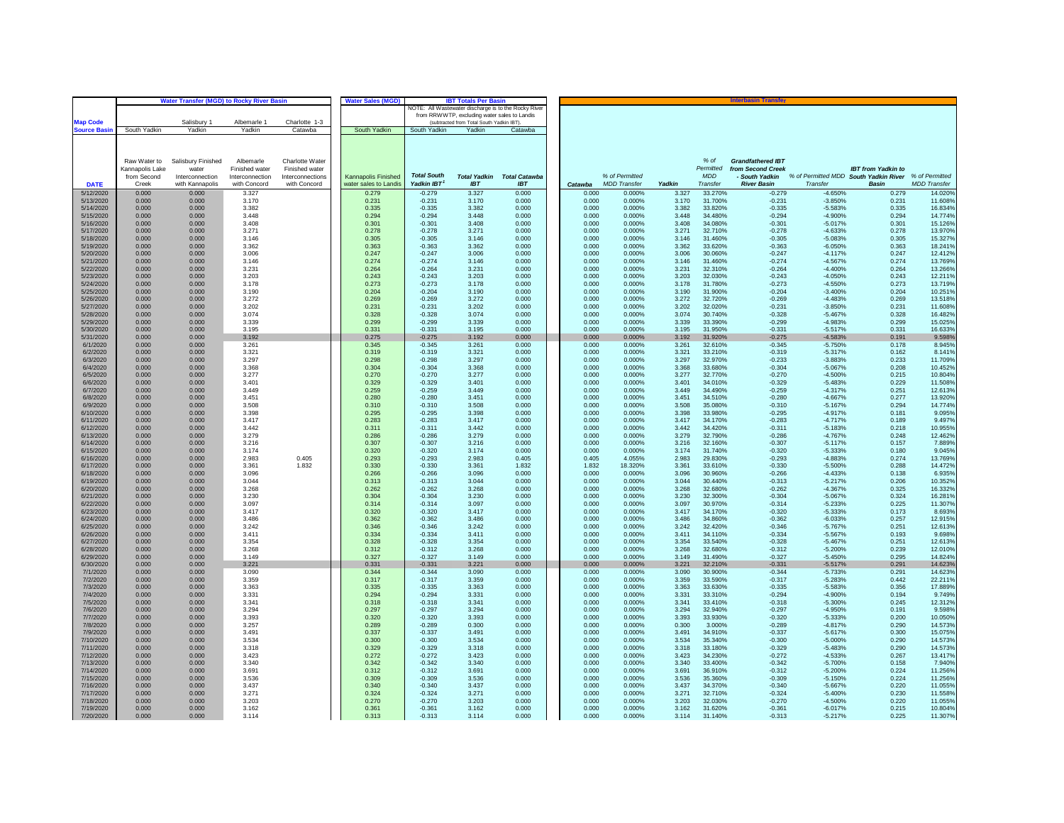| | Water Transfer (MGD) to Rocky River Basin | | | | Water Sales (MGD) | IBT Totals Per Basin | | | Interbasin Transfer | | | | | | | |
|---|---|---|---|---|---|---|---|---|---|---|---|---|---|---|---|---|
| | | | | | | NOTE: All Wastewater discharge is to the Rocky River from RRWWTP, excluding water sales to Landis (subtracted from Total South Yadkin IBT). | | | | | | | | | | |
| **Map Code** | | Salisbury 1 | Albemarle 1 | Charlotte 1-3 | | | | | | | | | | | | |
| **Source Basin** | South Yadkin | Yadkin | Yadkin | Catawba | South Yadkin | South Yadkin | Yadkin | Catawba | | | | | | | | |
| **DATE** | Raw Water to Kannapolis Lake from Second Creek | Salisbury Finished water Interconnection with Kannapolis | Albemarle Finished water Interconnection with Concord | Charlotte Water Finished water Interconnections with Concord | Kannapolis Finished water sales to Landis | *Total South Yadkin IBT*[1] | *Total Yadkin IBT* | *Total Catawba IBT* | *Catawba* | *% of Permitted MDD Transfer* | *Yadkin* | *% of Permitted MDD Transfer* | *Grandfathered IBT from Second Creek - South Yadkin River Basin* | *% of Permitted MDD Transfer* | *IBT from Yadkin to South Yadkin River Basin* | *% of Permitted MDD Transfer* |
| 5/12/2020 | 0.000 | 0.000 | 3.327 | | 0.279 | -0.279 | 3.327 | 0.000 | 0.000 | 0.000% | 3.327 | 33.270% | -0.279 | -4.650% | 0.279 | 14.020% |
| 5/13/2020 | 0.000 | 0.000 | 3.170 | | 0.231 | -0.231 | 3.170 | 0.000 | 0.000 | 0.000% | 3.170 | 31.700% | -0.231 | -3.850% | 0.231 | 11.608% |
| 5/14/2020 | 0.000 | 0.000 | 3.382 | | 0.335 | -0.335 | 3.382 | 0.000 | 0.000 | 0.000% | 3.382 | 33.820% | -0.335 | -5.583% | 0.335 | 16.834% |
| 5/15/2020 | 0.000 | 0.000 | 3.448 | | 0.294 | -0.294 | 3.448 | 0.000 | 0.000 | 0.000% | 3.448 | 34.480% | -0.294 | -4.900% | 0.294 | 14.774% |
| 5/16/2020 | 0.000 | 0.000 | 3.408 | | 0.301 | -0.301 | 3.408 | 0.000 | 0.000 | 0.000% | 3.408 | 34.080% | -0.301 | -5.017% | 0.301 | 15.126% |
| 5/17/2020 | 0.000 | 0.000 | 3.271 | | 0.278 | -0.278 | 3.271 | 0.000 | 0.000 | 0.000% | 3.271 | 32.710% | -0.278 | -4.633% | 0.278 | 13.970% |
| 5/18/2020 | 0.000 | 0.000 | 3.146 | | 0.305 | -0.305 | 3.146 | 0.000 | 0.000 | 0.000% | 3.146 | 31.460% | -0.305 | -5.083% | 0.305 | 15.327% |
| 5/19/2020 | 0.000 | 0.000 | 3.362 | | 0.363 | -0.363 | 3.362 | 0.000 | 0.000 | 0.000% | 3.362 | 33.620% | -0.363 | -6.050% | 0.363 | 18.241% |
| 5/20/2020 | 0.000 | 0.000 | 3.006 | | 0.247 | -0.247 | 3.006 | 0.000 | 0.000 | 0.000% | 3.006 | 30.060% | -0.247 | -4.117% | 0.247 | 12.412% |
| 5/21/2020 | 0.000 | 0.000 | 3.146 | | 0.274 | -0.274 | 3.146 | 0.000 | 0.000 | 0.000% | 3.146 | 31.460% | -0.274 | -4.567% | 0.274 | 13.769% |
| 5/22/2020 | 0.000 | 0.000 | 3.231 | | 0.264 | -0.264 | 3.231 | 0.000 | 0.000 | 0.000% | 3.231 | 32.310% | -0.264 | -4.400% | 0.264 | 13.266% |
| 5/23/2020 | 0.000 | 0.000 | 3.203 | | 0.243 | -0.243 | 3.203 | 0.000 | 0.000 | 0.000% | 3.203 | 32.030% | -0.243 | -4.050% | 0.243 | 12.211% |
| 5/24/2020 | 0.000 | 0.000 | 3.178 | | 0.273 | -0.273 | 3.178 | 0.000 | 0.000 | 0.000% | 3.178 | 31.780% | -0.273 | -4.550% | 0.273 | 13.719% |
| 5/25/2020 | 0.000 | 0.000 | 3.190 | | 0.204 | -0.204 | 3.190 | 0.000 | 0.000 | 0.000% | 3.190 | 31.900% | -0.204 | -3.400% | 0.204 | 10.251% |
| 5/26/2020 | 0.000 | 0.000 | 3.272 | | 0.269 | -0.269 | 3.272 | 0.000 | 0.000 | 0.000% | 3.272 | 32.720% | -0.269 | -4.483% | 0.269 | 13.518% |
| 5/27/2020 | 0.000 | 0.000 | 3.202 | | 0.231 | -0.231 | 3.202 | 0.000 | 0.000 | 0.000% | 3.202 | 32.020% | -0.231 | -3.850% | 0.231 | 11.608% |
| 5/28/2020 | 0.000 | 0.000 | 3.074 | | 0.328 | -0.328 | 3.074 | 0.000 | 0.000 | 0.000% | 3.074 | 30.740% | -0.328 | -5.467% | 0.328 | 16.482% |
| 5/29/2020 | 0.000 | 0.000 | 3.339 | | 0.299 | -0.299 | 3.339 | 0.000 | 0.000 | 0.000% | 3.339 | 33.390% | -0.299 | -4.983% | 0.299 | 15.025% |
| 5/30/2020 | 0.000 | 0.000 | 3.195 | | 0.331 | -0.331 | 3.195 | 0.000 | 0.000 | 0.000% | 3.195 | 31.950% | -0.331 | -5.517% | 0.331 | 16.633% |
| 5/31/2020 | 0.000 | 0.000 | 3.192 | | 0.275 | -0.275 | 3.192 | 0.000 | 0.000 | 0.000% | 3.192 | 31.920% | -0.275 | -4.583% | 0.191 | 9.598% |
| 6/1/2020 | 0.000 | 0.000 | 3.261 | | 0.345 | -0.345 | 3.261 | 0.000 | 0.000 | 0.000% | 3.261 | 32.610% | -0.345 | -5.750% | 0.178 | 8.945% |
| 6/2/2020 | 0.000 | 0.000 | 3.321 | | 0.319 | -0.319 | 3.321 | 0.000 | 0.000 | 0.000% | 3.321 | 33.210% | -0.319 | -5.317% | 0.162 | 8.141% |
| 6/3/2020 | 0.000 | 0.000 | 3.297 | | 0.298 | -0.298 | 3.297 | 0.000 | 0.000 | 0.000% | 3.297 | 32.970% | -0.233 | -3.883% | 0.233 | 11.709% |
| 6/4/2020 | 0.000 | 0.000 | 3.368 | | 0.304 | -0.304 | 3.368 | 0.000 | 0.000 | 0.000% | 3.368 | 33.680% | -0.304 | -5.067% | 0.208 | 10.452% |
| 6/5/2020 | 0.000 | 0.000 | 3.277 | | 0.270 | -0.270 | 3.277 | 0.000 | 0.000 | 0.000% | 3.277 | 32.770% | -0.270 | -4.500% | 0.215 | 10.804% |
| 6/6/2020 | 0.000 | 0.000 | 3.401 | | 0.329 | -0.329 | 3.401 | 0.000 | 0.000 | 0.000% | 3.401 | 34.010% | -0.329 | -5.483% | 0.229 | 11.508% |
| 6/7/2020 | 0.000 | 0.000 | 3.449 | | 0.259 | -0.259 | 3.449 | 0.000 | 0.000 | 0.000% | 3.449 | 34.490% | -0.259 | -4.317% | 0.251 | 12.613% |
| 6/8/2020 | 0.000 | 0.000 | 3.451 | | 0.280 | -0.280 | 3.451 | 0.000 | 0.000 | 0.000% | 3.451 | 34.510% | -0.280 | -4.667% | 0.277 | 13.920% |
| 6/9/2020 | 0.000 | 0.000 | 3.508 | | 0.310 | -0.310 | 3.508 | 0.000 | 0.000 | 0.000% | 3.508 | 35.080% | -0.310 | -5.167% | 0.294 | 14.774% |
| 6/10/2020 | 0.000 | 0.000 | 3.398 | | 0.295 | -0.295 | 3.398 | 0.000 | 0.000 | 0.000% | 3.398 | 33.980% | -0.295 | -4.917% | 0.181 | 9.095% |
| 6/11/2020 | 0.000 | 0.000 | 3.417 | | 0.283 | -0.283 | 3.417 | 0.000 | 0.000 | 0.000% | 3.417 | 34.170% | -0.283 | -4.717% | 0.189 | 9.497% |
| 6/12/2020 | 0.000 | 0.000 | 3.442 | | 0.311 | -0.311 | 3.442 | 0.000 | 0.000 | 0.000% | 3.442 | 34.420% | -0.311 | -5.183% | 0.218 | 10.955% |
| 6/13/2020 | 0.000 | 0.000 | 3.279 | | 0.286 | -0.286 | 3.279 | 0.000 | 0.000 | 0.000% | 3.279 | 32.790% | -0.286 | -4.767% | 0.248 | 12.462% |
| 6/14/2020 | 0.000 | 0.000 | 3.216 | | 0.307 | -0.307 | 3.216 | 0.000 | 0.000 | 0.000% | 3.216 | 32.160% | -0.307 | -5.117% | 0.157 | 7.889% |
| 6/15/2020 | 0.000 | 0.000 | 3.174 | | 0.320 | -0.320 | 3.174 | 0.000 | 0.000 | 0.000% | 3.174 | 31.740% | -0.320 | -5.333% | 0.180 | 9.045% |
| 6/16/2020 | 0.000 | 0.000 | 2.983 | 0.405 | 0.293 | -0.293 | 2.983 | 0.405 | 0.405 | 4.055% | 2.983 | 29.830% | -0.293 | -4.883% | 0.274 | 13.769% |
| 6/17/2020 | 0.000 | 0.000 | 3.361 | 1.832 | 0.330 | -0.330 | 3.361 | 1.832 | 1.832 | 18.320% | 3.361 | 33.610% | -0.330 | -5.500% | 0.288 | 14.472% |
| 6/18/2020 | 0.000 | 0.000 | 3.096 | | 0.266 | -0.266 | 3.096 | 0.000 | 0.000 | 0.000% | 3.096 | 30.960% | -0.266 | -4.433% | 0.138 | 6.935% |
| 6/19/2020 | 0.000 | 0.000 | 3.044 | | 0.313 | -0.313 | 3.044 | 0.000 | 0.000 | 0.000% | 3.044 | 30.440% | -0.313 | -5.217% | 0.206 | 10.352% |
| 6/20/2020 | 0.000 | 0.000 | 3.268 | | 0.262 | -0.262 | 3.268 | 0.000 | 0.000 | 0.000% | 3.268 | 32.680% | -0.262 | -4.367% | 0.325 | 16.332% |
| 6/21/2020 | 0.000 | 0.000 | 3.230 | | 0.304 | -0.304 | 3.230 | 0.000 | 0.000 | 0.000% | 3.230 | 32.300% | -0.304 | -5.067% | 0.324 | 16.281% |
| 6/22/2020 | 0.000 | 0.000 | 3.097 | | 0.314 | -0.314 | 3.097 | 0.000 | 0.000 | 0.000% | 3.097 | 30.970% | -0.314 | -5.233% | 0.225 | 11.307% |
| 6/23/2020 | 0.000 | 0.000 | 3.417 | | 0.320 | -0.320 | 3.417 | 0.000 | 0.000 | 0.000% | 3.417 | 34.170% | -0.320 | -5.333% | 0.173 | 8.693% |
| 6/24/2020 | 0.000 | 0.000 | 3.486 | | 0.362 | -0.362 | 3.486 | 0.000 | 0.000 | 0.000% | 3.486 | 34.860% | -0.362 | -6.033% | 0.257 | 12.915% |
| 6/25/2020 | 0.000 | 0.000 | 3.242 | | 0.346 | -0.346 | 3.242 | 0.000 | 0.000 | 0.000% | 3.242 | 32.420% | -0.346 | -5.767% | 0.251 | 12.613% |
| 6/26/2020 | 0.000 | 0.000 | 3.411 | | 0.334 | -0.334 | 3.411 | 0.000 | 0.000 | 0.000% | 3.411 | 34.110% | -0.334 | -5.567% | 0.193 | 9.698% |
| 6/27/2020 | 0.000 | 0.000 | 3.354 | | 0.328 | -0.328 | 3.354 | 0.000 | 0.000 | 0.000% | 3.354 | 33.540% | -0.328 | -5.467% | 0.251 | 12.613% |
| 6/28/2020 | 0.000 | 0.000 | 3.268 | | 0.312 | -0.312 | 3.268 | 0.000 | 0.000 | 0.000% | 3.268 | 32.680% | -0.312 | -5.200% | 0.239 | 12.010% |
| 6/29/2020 | 0.000 | 0.000 | 3.149 | | 0.327 | -0.327 | 3.149 | 0.000 | 0.000 | 0.000% | 3.149 | 31.490% | -0.327 | -5.450% | 0.295 | 14.824% |
| 6/30/2020 | 0.000 | 0.000 | 3.221 | | 0.331 | -0.331 | 3.221 | 0.000 | 0.000 | 0.000% | 3.221 | 32.210% | -0.331 | -5.517% | 0.291 | 14.623% |
| 7/1/2020 | 0.000 | 0.000 | 3.090 | | 0.344 | -0.344 | 3.090 | 0.000 | 0.000 | 0.000% | 3.090 | 30.900% | -0.344 | -5.733% | 0.291 | 14.623% |
| 7/2/2020 | 0.000 | 0.000 | 3.359 | | 0.317 | -0.317 | 3.359 | 0.000 | 0.000 | 0.000% | 3.359 | 33.590% | -0.317 | -5.283% | 0.442 | 22.211% |
| 7/3/2020 | 0.000 | 0.000 | 3.363 | | 0.335 | -0.335 | 3.363 | 0.000 | 0.000 | 0.000% | 3.363 | 33.630% | -0.335 | -5.583% | 0.356 | 17.889% |
| 7/4/2020 | 0.000 | 0.000 | 3.331 | | 0.294 | -0.294 | 3.331 | 0.000 | 0.000 | 0.000% | 3.331 | 33.310% | -0.294 | -4.900% | 0.194 | 9.749% |
| 7/5/2020 | 0.000 | 0.000 | 3.341 | | 0.318 | -0.318 | 3.341 | 0.000 | 0.000 | 0.000% | 3.341 | 33.410% | -0.318 | -5.300% | 0.245 | 12.312% |
| 7/6/2020 | 0.000 | 0.000 | 3.294 | | 0.297 | -0.297 | 3.294 | 0.000 | 0.000 | 0.000% | 3.294 | 32.940% | -0.297 | -4.950% | 0.191 | 9.598% |
| 7/7/2020 | 0.000 | 0.000 | 3.393 | | 0.320 | -0.320 | 3.393 | 0.000 | 0.000 | 0.000% | 3.393 | 33.930% | -0.320 | -5.333% | 0.200 | 10.050% |
| 7/8/2020 | 0.000 | 0.000 | 3.257 | | 0.289 | -0.289 | 0.300 | 0.000 | 0.000 | 0.000% | 0.300 | 3.000% | -0.289 | -4.817% | 0.290 | 14.573% |
| 7/9/2020 | 0.000 | 0.000 | 3.491 | | 0.337 | -0.337 | 3.491 | 0.000 | 0.000 | 0.000% | 3.491 | 34.910% | -0.337 | -5.617% | 0.300 | 15.075% |
| 7/10/2020 | 0.000 | 0.000 | 3.534 | | 0.300 | -0.300 | 3.534 | 0.000 | 0.000 | 0.000% | 3.534 | 35.340% | -0.300 | -5.000% | 0.290 | 14.573% |
| 7/11/2020 | 0.000 | 0.000 | 3.318 | | 0.329 | -0.329 | 3.318 | 0.000 | 0.000 | 0.000% | 3.318 | 33.180% | -0.329 | -5.483% | 0.290 | 14.573% |
| 7/12/2020 | 0.000 | 0.000 | 3.423 | | 0.272 | -0.272 | 3.423 | 0.000 | 0.000 | 0.000% | 3.423 | 34.230% | -0.272 | -4.533% | 0.267 | 13.417% |
| 7/13/2020 | 0.000 | 0.000 | 3.340 | | 0.342 | -0.342 | 3.340 | 0.000 | 0.000 | 0.000% | 3.340 | 33.400% | -0.342 | -5.700% | 0.158 | 7.940% |
| 7/14/2020 | 0.000 | 0.000 | 3.691 | | 0.312 | -0.312 | 3.691 | 0.000 | 0.000 | 0.000% | 3.691 | 36.910% | -0.312 | -5.200% | 0.224 | 11.256% |
| 7/15/2020 | 0.000 | 0.000 | 3.536 | | 0.309 | -0.309 | 3.536 | 0.000 | 0.000 | 0.000% | 3.536 | 35.360% | -0.309 | -5.150% | 0.224 | 11.256% |
| 7/16/2020 | 0.000 | 0.000 | 3.437 | | 0.340 | -0.340 | 3.437 | 0.000 | 0.000 | 0.000% | 3.437 | 34.370% | -0.340 | -5.667% | 0.220 | 11.055% |
| 7/17/2020 | 0.000 | 0.000 | 3.271 | | 0.324 | -0.324 | 3.271 | 0.000 | 0.000 | 0.000% | 3.271 | 32.710% | -0.324 | -5.400% | 0.230 | 11.558% |
| 7/18/2020 | 0.000 | 0.000 | 3.203 | | 0.270 | -0.270 | 3.203 | 0.000 | 0.000 | 0.000% | 3.203 | 32.030% | -0.270 | -4.500% | 0.220 | 11.055% |
| 7/19/2020 | 0.000 | 0.000 | 3.162 | | 0.361 | -0.361 | 3.162 | 0.000 | 0.000 | 0.000% | 3.162 | 31.620% | -0.361 | -6.017% | 0.215 | 10.804% |
| 7/20/2020 | 0.000 | 0.000 | 3.114 | | 0.313 | -0.313 | 3.114 | 0.000 | 0.000 | 0.000% | 3.114 | 31.140% | -0.313 | -5.217% | 0.225 | 11.307% |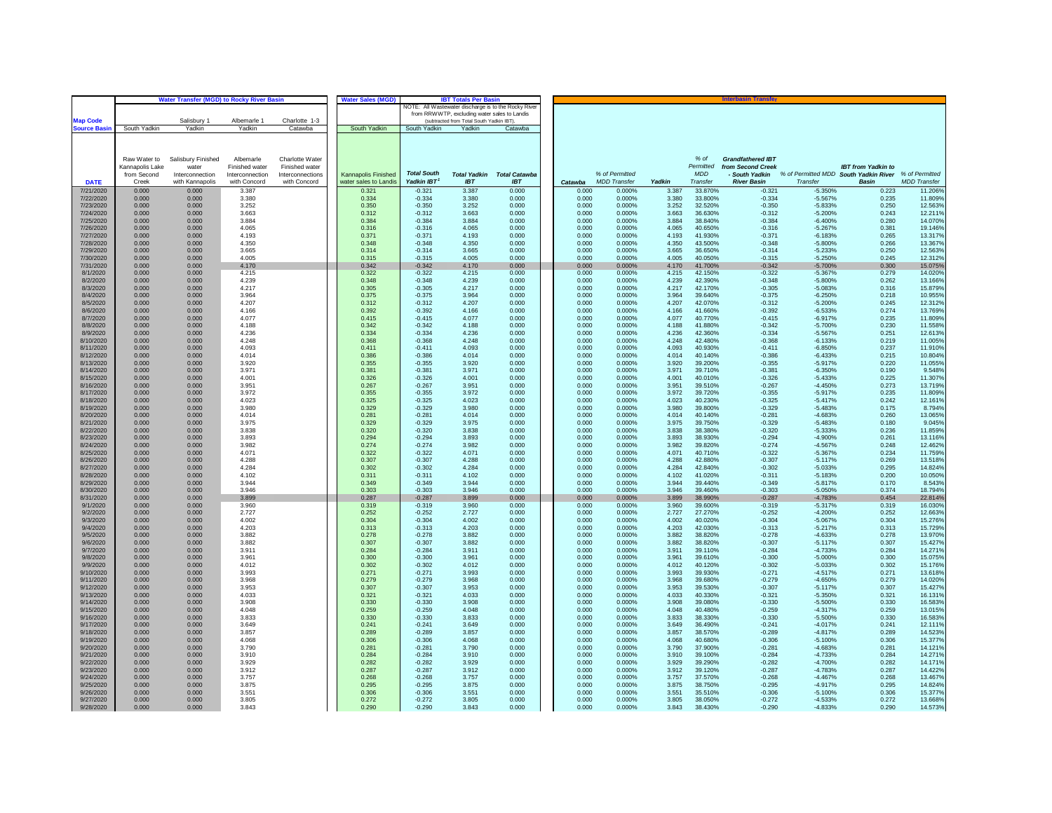| | Water Transfer (MGD) to Rocky River Basin | | | | Water Sales (MGD) | IBT Totals Per Basin NOTE: All Wastewater discharge is to the Rocky River from RRWWTP, excluding water sales to Landis (subtracted from Total South Yadkin IBT). | | | Interbasin Transfer | | | | | | | |
|---|---|---|---|---|---|---|---|---|---|---|---|---|---|---|---|---|
| Map Code | | Salisbury 1 | Albemarle 1 | Charlotte 1-3 | | | | | | | | | | | | |
| Source Basin | South Yadkin | Yadkin | Yadkin | Catawba | South Yadkin | South Yadkin | Yadkin | Catawba | | | | | | | | |
| DATE | Raw Water to Kannapolis Lake from Second Creek | Salisbury Finished water Interconnection with Kannapolis | Albemarle Finished water Interconnection with Concord | Charlotte Water Finished water Interconnections with Concord | Kannapolis Finished water sales to Landis | Total South Yadkin IBT[1] | Total Yadkin IBT | Total Catawba IBT | Catawba | % of Permitted MDD Transfer | Yadkin | % of Permitted MDD Transfer | Grandfathered IBT from Second Creek - South Yadkin River Basin | % of Permitted MDD Transfer | IBT from Yadkin to South Yadkin River Basin | % of Permitted MDD Transfer |
| 7/21/2020 | 0.000 | 0.000 | 3.387 | | 0.321 | -0.321 | 3.387 | 0.000 | 0.000 | 0.000% | 3.387 | 33.870% | -0.321 | -5.350% | 0.223 | 11.206% |
| 7/22/2020 | 0.000 | 0.000 | 3.380 | | 0.334 | -0.334 | 3.380 | 0.000 | 0.000 | 0.000% | 3.380 | 33.800% | -0.334 | -5.567% | 0.235 | 11.809% |
| 7/23/2020 | 0.000 | 0.000 | 3.252 | | 0.350 | -0.350 | 3.252 | 0.000 | 0.000 | 0.000% | 3.252 | 32.520% | -0.350 | -5.833% | 0.250 | 12.563% |
| 7/24/2020 | 0.000 | 0.000 | 3.663 | | 0.312 | -0.312 | 3.663 | 0.000 | 0.000 | 0.000% | 3.663 | 36.630% | -0.312 | -5.200% | 0.243 | 12.211% |
| 7/25/2020 | 0.000 | 0.000 | 3.884 | | 0.384 | -0.384 | 3.884 | 0.000 | 0.000 | 0.000% | 3.884 | 38.840% | -0.384 | -6.400% | 0.280 | 14.070% |
| 7/26/2020 | 0.000 | 0.000 | 4.065 | | 0.316 | -0.316 | 4.065 | 0.000 | 0.000 | 0.000% | 4.065 | 40.650% | -0.316 | -5.267% | 0.381 | 19.146% |
| 7/27/2020 | 0.000 | 0.000 | 4.193 | | 0.371 | -0.371 | 4.193 | 0.000 | 0.000 | 0.000% | 4.193 | 41.930% | -0.371 | -6.183% | 0.265 | 13.317% |
| 7/28/2020 | 0.000 | 0.000 | 4.350 | | 0.348 | -0.348 | 4.350 | 0.000 | 0.000 | 0.000% | 4.350 | 43.500% | -0.348 | -5.800% | 0.266 | 13.367% |
| 7/29/2020 | 0.000 | 0.000 | 3.665 | | 0.314 | -0.314 | 3.665 | 0.000 | 0.000 | 0.000% | 3.665 | 36.650% | -0.314 | -5.233% | 0.250 | 12.563% |
| 7/30/2020 | 0.000 | 0.000 | 4.005 | | 0.315 | -0.315 | 4.005 | 0.000 | 0.000 | 0.000% | 4.005 | 40.050% | -0.315 | -5.250% | 0.245 | 12.312% |
| 7/31/2020 | 0.000 | 0.000 | 4.170 | | 0.342 | -0.342 | 4.170 | 0.000 | 0.000 | 0.000% | 4.170 | 41.700% | -0.342 | -5.700% | 0.300 | 15.075% |
| 8/1/2020 | 0.000 | 0.000 | 4.215 | | 0.322 | -0.322 | 4.215 | 0.000 | 0.000 | 0.000% | 4.215 | 42.150% | -0.322 | -5.367% | 0.279 | 14.020% |
| 8/2/2020 | 0.000 | 0.000 | 4.239 | | 0.348 | -0.348 | 4.239 | 0.000 | 0.000 | 0.000% | 4.239 | 42.390% | -0.348 | -5.800% | 0.262 | 13.166% |
| 8/3/2020 | 0.000 | 0.000 | 4.217 | | 0.305 | -0.305 | 4.217 | 0.000 | 0.000 | 0.000% | 4.217 | 42.170% | -0.305 | -5.083% | 0.316 | 15.879% |
| 8/4/2020 | 0.000 | 0.000 | 3.964 | | 0.375 | -0.375 | 3.964 | 0.000 | 0.000 | 0.000% | 3.964 | 39.640% | -0.375 | -6.250% | 0.218 | 10.955% |
| 8/5/2020 | 0.000 | 0.000 | 4.207 | | 0.312 | -0.312 | 4.207 | 0.000 | 0.000 | 0.000% | 4.207 | 42.070% | -0.312 | -5.200% | 0.245 | 12.312% |
| 8/6/2020 | 0.000 | 0.000 | 4.166 | | 0.392 | -0.392 | 4.166 | 0.000 | 0.000 | 0.000% | 4.166 | 41.660% | -0.392 | -6.533% | 0.274 | 13.769% |
| 8/7/2020 | 0.000 | 0.000 | 4.077 | | 0.415 | -0.415 | 4.077 | 0.000 | 0.000 | 0.000% | 4.077 | 40.770% | -0.415 | -6.917% | 0.235 | 11.809% |
| 8/8/2020 | 0.000 | 0.000 | 4.188 | | 0.342 | -0.342 | 4.188 | 0.000 | 0.000 | 0.000% | 4.188 | 41.880% | -0.342 | -5.700% | 0.230 | 11.558% |
| 8/9/2020 | 0.000 | 0.000 | 4.236 | | 0.334 | -0.334 | 4.236 | 0.000 | 0.000 | 0.000% | 4.236 | 42.360% | -0.334 | -5.567% | 0.251 | 12.613% |
| 8/10/2020 | 0.000 | 0.000 | 4.248 | | 0.368 | -0.368 | 4.248 | 0.000 | 0.000 | 0.000% | 4.248 | 42.480% | -0.368 | -6.133% | 0.219 | 11.005% |
| 8/11/2020 | 0.000 | 0.000 | 4.093 | | 0.411 | -0.411 | 4.093 | 0.000 | 0.000 | 0.000% | 4.093 | 40.930% | -0.411 | -6.850% | 0.237 | 11.910% |
| 8/12/2020 | 0.000 | 0.000 | 4.014 | | 0.386 | -0.386 | 4.014 | 0.000 | 0.000 | 0.000% | 4.014 | 40.140% | -0.386 | -6.433% | 0.215 | 10.804% |
| 8/13/2020 | 0.000 | 0.000 | 3.920 | | 0.355 | -0.355 | 3.920 | 0.000 | 0.000 | 0.000% | 3.920 | 39.200% | -0.355 | -5.917% | 0.220 | 11.055% |
| 8/14/2020 | 0.000 | 0.000 | 3.971 | | 0.381 | -0.381 | 3.971 | 0.000 | 0.000 | 0.000% | 3.971 | 39.710% | -0.381 | -6.350% | 0.190 | 9.548% |
| 8/15/2020 | 0.000 | 0.000 | 4.001 | | 0.326 | -0.326 | 4.001 | 0.000 | 0.000 | 0.000% | 4.001 | 40.010% | -0.326 | -5.433% | 0.225 | 11.307% |
| 8/16/2020 | 0.000 | 0.000 | 3.951 | | 0.267 | -0.267 | 3.951 | 0.000 | 0.000 | 0.000% | 3.951 | 39.510% | -0.267 | -4.450% | 0.273 | 13.719% |
| 8/17/2020 | 0.000 | 0.000 | 3.972 | | 0.355 | -0.355 | 3.972 | 0.000 | 0.000 | 0.000% | 3.972 | 39.720% | -0.355 | -5.917% | 0.235 | 11.809% |
| 8/18/2020 | 0.000 | 0.000 | 4.023 | | 0.325 | -0.325 | 4.023 | 0.000 | 0.000 | 0.000% | 4.023 | 40.230% | -0.325 | -5.417% | 0.242 | 12.161% |
| 8/19/2020 | 0.000 | 0.000 | 3.980 | | 0.329 | -0.329 | 3.980 | 0.000 | 0.000 | 0.000% | 3.980 | 39.800% | -0.329 | -5.483% | 0.175 | 8.794% |
| 8/20/2020 | 0.000 | 0.000 | 4.014 | | 0.281 | -0.281 | 4.014 | 0.000 | 0.000 | 0.000% | 4.014 | 40.140% | -0.281 | -4.683% | 0.260 | 13.065% |
| 8/21/2020 | 0.000 | 0.000 | 3.975 | | 0.329 | -0.329 | 3.975 | 0.000 | 0.000 | 0.000% | 3.975 | 39.750% | -0.329 | -5.483% | 0.180 | 9.045% |
| 8/22/2020 | 0.000 | 0.000 | 3.838 | | 0.320 | -0.320 | 3.838 | 0.000 | 0.000 | 0.000% | 3.838 | 38.380% | -0.320 | -5.333% | 0.236 | 11.859% |
| 8/23/2020 | 0.000 | 0.000 | 3.893 | | 0.294 | -0.294 | 3.893 | 0.000 | 0.000 | 0.000% | 3.893 | 38.930% | -0.294 | -4.900% | 0.261 | 13.116% |
| 8/24/2020 | 0.000 | 0.000 | 3.982 | | 0.274 | -0.274 | 3.982 | 0.000 | 0.000 | 0.000% | 3.982 | 39.820% | -0.274 | -4.567% | 0.248 | 12.462% |
| 8/25/2020 | 0.000 | 0.000 | 4.071 | | 0.322 | -0.322 | 4.071 | 0.000 | 0.000 | 0.000% | 4.071 | 40.710% | -0.322 | -5.367% | 0.234 | 11.759% |
| 8/26/2020 | 0.000 | 0.000 | 4.288 | | 0.307 | -0.307 | 4.288 | 0.000 | 0.000 | 0.000% | 4.288 | 42.880% | -0.307 | -5.117% | 0.269 | 13.518% |
| 8/27/2020 | 0.000 | 0.000 | 4.284 | | 0.302 | -0.302 | 4.284 | 0.000 | 0.000 | 0.000% | 4.284 | 42.840% | -0.302 | -5.033% | 0.295 | 14.824% |
| 8/28/2020 | 0.000 | 0.000 | 4.102 | | 0.311 | -0.311 | 4.102 | 0.000 | 0.000 | 0.000% | 4.102 | 41.020% | -0.311 | -5.183% | 0.200 | 10.050% |
| 8/29/2020 | 0.000 | 0.000 | 3.944 | | 0.349 | -0.349 | 3.944 | 0.000 | 0.000 | 0.000% | 3.944 | 39.440% | -0.349 | -5.817% | 0.170 | 8.543% |
| 8/30/2020 | 0.000 | 0.000 | 3.946 | | 0.303 | -0.303 | 3.946 | 0.000 | 0.000 | 0.000% | 3.946 | 39.460% | -0.303 | -5.050% | 0.374 | 18.794% |
| 8/31/2020 | 0.000 | 0.000 | 3.899 | | 0.287 | -0.287 | 3.899 | 0.000 | 0.000 | 0.000% | 3.899 | 38.990% | -0.287 | -4.783% | 0.454 | 22.814% |
| 9/1/2020 | 0.000 | 0.000 | 3.960 | | 0.319 | -0.319 | 3.960 | 0.000 | 0.000 | 0.000% | 3.960 | 39.600% | -0.319 | -5.317% | 0.319 | 16.030% |
| 9/2/2020 | 0.000 | 0.000 | 2.727 | | 0.252 | -0.252 | 2.727 | 0.000 | 0.000 | 0.000% | 2.727 | 27.270% | -0.252 | -4.200% | 0.252 | 12.663% |
| 9/3/2020 | 0.000 | 0.000 | 4.002 | | 0.304 | -0.304 | 4.002 | 0.000 | 0.000 | 0.000% | 4.002 | 40.020% | -0.304 | -5.067% | 0.304 | 15.276% |
| 9/4/2020 | 0.000 | 0.000 | 4.203 | | 0.313 | -0.313 | 4.203 | 0.000 | 0.000 | 0.000% | 4.203 | 42.030% | -0.313 | -5.217% | 0.313 | 15.729% |
| 9/5/2020 | 0.000 | 0.000 | 3.882 | | 0.278 | -0.278 | 3.882 | 0.000 | 0.000 | 0.000% | 3.882 | 38.820% | -0.278 | -4.633% | 0.278 | 13.970% |
| 9/6/2020 | 0.000 | 0.000 | 3.882 | | 0.307 | -0.307 | 3.882 | 0.000 | 0.000 | 0.000% | 3.882 | 38.820% | -0.307 | -5.117% | 0.307 | 15.427% |
| 9/7/2020 | 0.000 | 0.000 | 3.911 | | 0.284 | -0.284 | 3.911 | 0.000 | 0.000 | 0.000% | 3.911 | 39.110% | -0.284 | -4.733% | 0.284 | 14.271% |
| 9/8/2020 | 0.000 | 0.000 | 3.961 | | 0.300 | -0.300 | 3.961 | 0.000 | 0.000 | 0.000% | 3.961 | 39.610% | -0.300 | -5.000% | 0.300 | 15.075% |
| 9/9/2020 | 0.000 | 0.000 | 4.012 | | 0.302 | -0.302 | 4.012 | 0.000 | 0.000 | 0.000% | 4.012 | 40.120% | -0.302 | -5.033% | 0.302 | 15.176% |
| 9/10/2020 | 0.000 | 0.000 | 3.993 | | 0.271 | -0.271 | 3.993 | 0.000 | 0.000 | 0.000% | 3.993 | 39.930% | -0.271 | -4.517% | 0.271 | 13.618% |
| 9/11/2020 | 0.000 | 0.000 | 3.968 | | 0.279 | -0.279 | 3.968 | 0.000 | 0.000 | 0.000% | 3.968 | 39.680% | -0.279 | -4.650% | 0.279 | 14.020% |
| 9/12/2020 | 0.000 | 0.000 | 3.953 | | 0.307 | -0.307 | 3.953 | 0.000 | 0.000 | 0.000% | 3.953 | 39.530% | -0.307 | -5.117% | 0.307 | 15.427% |
| 9/13/2020 | 0.000 | 0.000 | 4.033 | | 0.321 | -0.321 | 4.033 | 0.000 | 0.000 | 0.000% | 4.033 | 40.330% | -0.321 | -5.350% | 0.321 | 16.131% |
| 9/14/2020 | 0.000 | 0.000 | 3.908 | | 0.330 | -0.330 | 3.908 | 0.000 | 0.000 | 0.000% | 3.908 | 39.080% | -0.330 | -5.500% | 0.330 | 16.583% |
| 9/15/2020 | 0.000 | 0.000 | 4.048 | | 0.259 | -0.259 | 4.048 | 0.000 | 0.000 | 0.000% | 4.048 | 40.480% | -0.259 | -4.317% | 0.259 | 13.015% |
| 9/16/2020 | 0.000 | 0.000 | 3.833 | | 0.330 | -0.330 | 3.833 | 0.000 | 0.000 | 0.000% | 3.833 | 38.330% | -0.330 | -5.500% | 0.330 | 16.583% |
| 9/17/2020 | 0.000 | 0.000 | 3.649 | | 0.241 | -0.241 | 3.649 | 0.000 | 0.000 | 0.000% | 3.649 | 36.490% | -0.241 | -4.017% | 0.241 | 12.111% |
| 9/18/2020 | 0.000 | 0.000 | 3.857 | | 0.289 | -0.289 | 3.857 | 0.000 | 0.000 | 0.000% | 3.857 | 38.570% | -0.289 | -4.817% | 0.289 | 14.523% |
| 9/19/2020 | 0.000 | 0.000 | 4.068 | | 0.306 | -0.306 | 4.068 | 0.000 | 0.000 | 0.000% | 4.068 | 40.680% | -0.306 | -5.100% | 0.306 | 15.377% |
| 9/20/2020 | 0.000 | 0.000 | 3.790 | | 0.281 | -0.281 | 3.790 | 0.000 | 0.000 | 0.000% | 3.790 | 37.900% | -0.281 | -4.683% | 0.281 | 14.121% |
| 9/21/2020 | 0.000 | 0.000 | 3.910 | | 0.284 | -0.284 | 3.910 | 0.000 | 0.000 | 0.000% | 3.910 | 39.100% | -0.284 | -4.733% | 0.284 | 14.271% |
| 9/22/2020 | 0.000 | 0.000 | 3.929 | | 0.282 | -0.282 | 3.929 | 0.000 | 0.000 | 0.000% | 3.929 | 39.290% | -0.282 | -4.700% | 0.282 | 14.171% |
| 9/23/2020 | 0.000 | 0.000 | 3.912 | | 0.287 | -0.287 | 3.912 | 0.000 | 0.000 | 0.000% | 3.912 | 39.120% | -0.287 | -4.783% | 0.287 | 14.422% |
| 9/24/2020 | 0.000 | 0.000 | 3.757 | | 0.268 | -0.268 | 3.757 | 0.000 | 0.000 | 0.000% | 3.757 | 37.570% | -0.268 | -4.467% | 0.268 | 13.467% |
| 9/25/2020 | 0.000 | 0.000 | 3.875 | | 0.295 | -0.295 | 3.875 | 0.000 | 0.000 | 0.000% | 3.875 | 38.750% | -0.295 | -4.917% | 0.295 | 14.824% |
| 9/26/2020 | 0.000 | 0.000 | 3.551 | | 0.306 | -0.306 | 3.551 | 0.000 | 0.000 | 0.000% | 3.551 | 35.510% | -0.306 | -5.100% | 0.306 | 15.377% |
| 9/27/2020 | 0.000 | 0.000 | 3.805 | | 0.272 | -0.272 | 3.805 | 0.000 | 0.000 | 0.000% | 3.805 | 38.050% | -0.272 | -4.533% | 0.272 | 13.668% |
| 9/28/2020 | 0.000 | 0.000 | 3.843 | | 0.290 | -0.290 | 3.843 | 0.000 | 0.000 | 0.000% | 3.843 | 38.430% | -0.290 | -4.833% | 0.290 | 14.573% |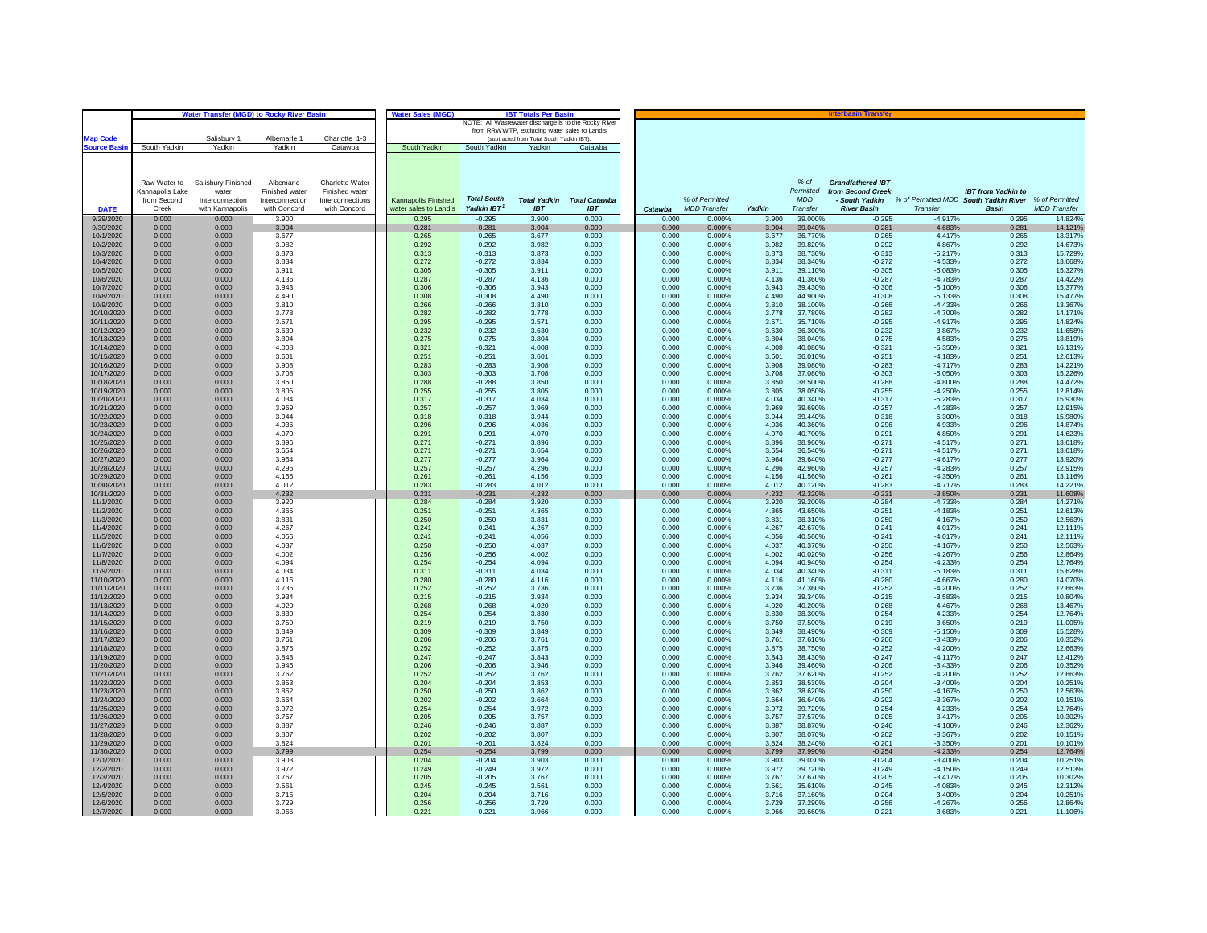| | Water Transfer (MGD) to Rocky River Basin | | | | Water Sales (MGD) | IBT Totals Per Basin | | | Interbasin Transfer | | | | | | | |
|---|---|---|---|---|---|---|---|---|---|---|---|---|---|---|---|---|
| | | | | | | NOTE: All Wastewater discharge is to the Rocky River from RRWWTP, excluding water sales to Landis (subtracted from Total South Yadkin IBT). | | | | | | | | | | |
| **Map Code** | | Salisbury 1 | Albemarle 1 | Charlotte 1-3 | | | | | | | | | | | | |
| **Source Basin** | South Yadkin | Yadkin | Yadkin | Catawba | South Yadkin | South Yadkin | Yadkin | Catawba | | | | | | | | |
| **DATE** | Raw Water to Kannapolis Lake from Second Creek | Salisbury Finished water Interconnection with Kannapolis | Albemarle Finished water Interconnection with Concord | Charlotte Water Finished water Interconnections with Concord | Kannapolis Finished water sales to Landis | Total South Yadkin IBT[1] | Total Yadkin IBT | Total Catawba IBT | Catawba | % of Permitted MDD Transfer | Yadkin | % of Permitted MDD Transfer | Grandfathered IBT from Second Creek - South Yadkin River Basin | % of Permitted MDD Transfer | IBT from Yadkin to South Yadkin River Basin | % of Permitted MDD Transfer |
| 9/29/2020 | 0.000 | 0.000 | 3.900 | | 0.295 | -0.295 | 3.900 | 0.000 | 0.000 | 0.000% | 3.900 | 39.000% | -0.295 | -4.917% | 0.295 | 14.824% |
| 9/30/2020 | 0.000 | 0.000 | 3.904 | | 0.281 | -0.281 | 3.904 | 0.000 | 0.000 | 0.000% | 3.904 | 39.040% | -0.281 | -4.683% | 0.281 | 14.121% |
| 10/1/2020 | 0.000 | 0.000 | 3.677 | | 0.265 | -0.265 | 3.677 | 0.000 | 0.000 | 0.000% | 3.677 | 36.770% | -0.265 | -4.417% | 0.265 | 13.317% |
| 10/2/2020 | 0.000 | 0.000 | 3.982 | | 0.292 | -0.292 | 3.982 | 0.000 | 0.000 | 0.000% | 3.982 | 39.820% | -0.292 | -4.867% | 0.292 | 14.673% |
| 10/3/2020 | 0.000 | 0.000 | 3.873 | | 0.313 | -0.313 | 3.873 | 0.000 | 0.000 | 0.000% | 3.873 | 38.730% | -0.313 | -5.217% | 0.313 | 15.729% |
| 10/4/2020 | 0.000 | 0.000 | 3.834 | | 0.272 | -0.272 | 3.834 | 0.000 | 0.000 | 0.000% | 3.834 | 38.340% | -0.272 | -4.533% | 0.272 | 13.668% |
| 10/5/2020 | 0.000 | 0.000 | 3.911 | | 0.305 | -0.305 | 3.911 | 0.000 | 0.000 | 0.000% | 3.911 | 39.110% | -0.305 | -5.083% | 0.305 | 15.327% |
| 10/6/2020 | 0.000 | 0.000 | 4.136 | | 0.287 | -0.287 | 4.136 | 0.000 | 0.000 | 0.000% | 4.136 | 41.360% | -0.287 | -4.783% | 0.287 | 14.422% |
| 10/7/2020 | 0.000 | 0.000 | 3.943 | | 0.306 | -0.306 | 3.943 | 0.000 | 0.000 | 0.000% | 3.943 | 39.430% | -0.306 | -5.100% | 0.306 | 15.377% |
| 10/8/2020 | 0.000 | 0.000 | 4.490 | | 0.308 | -0.308 | 4.490 | 0.000 | 0.000 | 0.000% | 4.490 | 44.900% | -0.308 | -5.133% | 0.308 | 15.477% |
| 10/9/2020 | 0.000 | 0.000 | 3.810 | | 0.266 | -0.266 | 3.810 | 0.000 | 0.000 | 0.000% | 3.810 | 38.100% | -0.266 | -4.433% | 0.266 | 13.367% |
| 10/10/2020 | 0.000 | 0.000 | 3.778 | | 0.282 | -0.282 | 3.778 | 0.000 | 0.000 | 0.000% | 3.778 | 37.780% | -0.282 | -4.700% | 0.282 | 14.171% |
| 10/11/2020 | 0.000 | 0.000 | 3.571 | | 0.295 | -0.295 | 3.571 | 0.000 | 0.000 | 0.000% | 3.571 | 35.710% | -0.295 | -4.917% | 0.295 | 14.824% |
| 10/12/2020 | 0.000 | 0.000 | 3.630 | | 0.232 | -0.232 | 3.630 | 0.000 | 0.000 | 0.000% | 3.630 | 36.300% | -0.232 | -3.867% | 0.232 | 11.658% |
| 10/13/2020 | 0.000 | 0.000 | 3.804 | | 0.275 | -0.275 | 3.804 | 0.000 | 0.000 | 0.000% | 3.804 | 38.040% | -0.275 | -4.583% | 0.275 | 13.819% |
| 10/14/2020 | 0.000 | 0.000 | 4.008 | | 0.321 | -0.321 | 4.008 | 0.000 | 0.000 | 0.000% | 4.008 | 40.080% | -0.321 | -5.350% | 0.321 | 16.131% |
| 10/15/2020 | 0.000 | 0.000 | 3.601 | | 0.251 | -0.251 | 3.601 | 0.000 | 0.000 | 0.000% | 3.601 | 36.010% | -0.251 | -4.183% | 0.251 | 12.613% |
| 10/16/2020 | 0.000 | 0.000 | 3.908 | | 0.283 | -0.283 | 3.908 | 0.000 | 0.000 | 0.000% | 3.908 | 39.080% | -0.283 | -4.717% | 0.283 | 14.221% |
| 10/17/2020 | 0.000 | 0.000 | 3.708 | | 0.303 | -0.303 | 3.708 | 0.000 | 0.000 | 0.000% | 3.708 | 37.080% | -0.303 | -5.050% | 0.303 | 15.226% |
| 10/18/2020 | 0.000 | 0.000 | 3.850 | | 0.288 | -0.288 | 3.850 | 0.000 | 0.000 | 0.000% | 3.850 | 38.500% | -0.288 | -4.800% | 0.288 | 14.472% |
| 10/19/2020 | 0.000 | 0.000 | 3.805 | | 0.255 | -0.255 | 3.805 | 0.000 | 0.000 | 0.000% | 3.805 | 38.050% | -0.255 | -4.250% | 0.255 | 12.814% |
| 10/20/2020 | 0.000 | 0.000 | 4.034 | | 0.317 | -0.317 | 4.034 | 0.000 | 0.000 | 0.000% | 4.034 | 40.340% | -0.317 | -5.283% | 0.317 | 15.930% |
| 10/21/2020 | 0.000 | 0.000 | 3.969 | | 0.257 | -0.257 | 3.969 | 0.000 | 0.000 | 0.000% | 3.969 | 39.690% | -0.257 | -4.283% | 0.257 | 12.915% |
| 10/22/2020 | 0.000 | 0.000 | 3.944 | | 0.318 | -0.318 | 3.944 | 0.000 | 0.000 | 0.000% | 3.944 | 39.440% | -0.318 | -5.300% | 0.318 | 15.980% |
| 10/23/2020 | 0.000 | 0.000 | 4.036 | | 0.296 | -0.296 | 4.036 | 0.000 | 0.000 | 0.000% | 4.036 | 40.360% | -0.296 | -4.933% | 0.296 | 14.874% |
| 10/24/2020 | 0.000 | 0.000 | 4.070 | | 0.291 | -0.291 | 4.070 | 0.000 | 0.000 | 0.000% | 4.070 | 40.700% | -0.291 | -4.850% | 0.291 | 14.623% |
| 10/25/2020 | 0.000 | 0.000 | 3.896 | | 0.271 | -0.271 | 3.896 | 0.000 | 0.000 | 0.000% | 3.896 | 38.960% | -0.271 | -4.517% | 0.271 | 13.618% |
| 10/26/2020 | 0.000 | 0.000 | 3.654 | | 0.271 | -0.271 | 3.654 | 0.000 | 0.000 | 0.000% | 3.654 | 36.540% | -0.271 | -4.517% | 0.271 | 13.618% |
| 10/27/2020 | 0.000 | 0.000 | 3.964 | | 0.277 | -0.277 | 3.964 | 0.000 | 0.000 | 0.000% | 3.964 | 39.640% | -0.277 | -4.617% | 0.277 | 13.920% |
| 10/28/2020 | 0.000 | 0.000 | 4.296 | | 0.257 | -0.257 | 4.296 | 0.000 | 0.000 | 0.000% | 4.296 | 42.960% | -0.257 | -4.283% | 0.257 | 12.915% |
| 10/29/2020 | 0.000 | 0.000 | 4.156 | | 0.261 | -0.261 | 4.156 | 0.000 | 0.000 | 0.000% | 4.156 | 41.560% | -0.261 | -4.350% | 0.261 | 13.116% |
| 10/30/2020 | 0.000 | 0.000 | 4.012 | | 0.283 | -0.283 | 4.012 | 0.000 | 0.000 | 0.000% | 4.012 | 40.120% | -0.283 | -4.717% | 0.283 | 14.221% |
| 10/31/2020 | 0.000 | 0.000 | 4.232 | | 0.231 | -0.231 | 4.232 | 0.000 | 0.000 | 0.000% | 4.232 | 42.320% | -0.231 | -3.850% | 0.231 | 11.608% |
| 11/1/2020 | 0.000 | 0.000 | 3.920 | | 0.284 | -0.284 | 3.920 | 0.000 | 0.000 | 0.000% | 3.920 | 39.200% | -0.284 | -4.733% | 0.284 | 14.271% |
| 11/2/2020 | 0.000 | 0.000 | 4.365 | | 0.251 | -0.251 | 4.365 | 0.000 | 0.000 | 0.000% | 4.365 | 43.650% | -0.251 | -4.183% | 0.251 | 12.613% |
| 11/3/2020 | 0.000 | 0.000 | 3.831 | | 0.250 | -0.250 | 3.831 | 0.000 | 0.000 | 0.000% | 3.831 | 38.310% | -0.250 | -4.167% | 0.250 | 12.563% |
| 11/4/2020 | 0.000 | 0.000 | 4.267 | | 0.241 | -0.241 | 4.267 | 0.000 | 0.000 | 0.000% | 4.267 | 42.670% | -0.241 | -4.017% | 0.241 | 12.111% |
| 11/5/2020 | 0.000 | 0.000 | 4.056 | | 0.241 | -0.241 | 4.056 | 0.000 | 0.000 | 0.000% | 4.056 | 40.560% | -0.241 | -4.017% | 0.241 | 12.111% |
| 11/6/2020 | 0.000 | 0.000 | 4.037 | | 0.250 | -0.250 | 4.037 | 0.000 | 0.000 | 0.000% | 4.037 | 40.370% | -0.250 | -4.167% | 0.250 | 12.563% |
| 11/7/2020 | 0.000 | 0.000 | 4.002 | | 0.256 | -0.256 | 4.002 | 0.000 | 0.000 | 0.000% | 4.002 | 40.020% | -0.256 | -4.267% | 0.256 | 12.864% |
| 11/8/2020 | 0.000 | 0.000 | 4.094 | | 0.254 | -0.254 | 4.094 | 0.000 | 0.000 | 0.000% | 4.094 | 40.940% | -0.254 | -4.233% | 0.254 | 12.764% |
| 11/9/2020 | 0.000 | 0.000 | 4.034 | | 0.311 | -0.311 | 4.034 | 0.000 | 0.000 | 0.000% | 4.034 | 40.340% | -0.311 | -5.183% | 0.311 | 15.628% |
| 11/10/2020 | 0.000 | 0.000 | 4.116 | | 0.280 | -0.280 | 4.116 | 0.000 | 0.000 | 0.000% | 4.116 | 41.160% | -0.280 | -4.667% | 0.280 | 14.070% |
| 11/11/2020 | 0.000 | 0.000 | 3.736 | | 0.252 | -0.252 | 3.736 | 0.000 | 0.000 | 0.000% | 3.736 | 37.360% | -0.252 | -4.200% | 0.252 | 12.663% |
| 11/12/2020 | 0.000 | 0.000 | 3.934 | | 0.215 | -0.215 | 3.934 | 0.000 | 0.000 | 0.000% | 3.934 | 39.340% | -0.215 | -3.583% | 0.215 | 10.804% |
| 11/13/2020 | 0.000 | 0.000 | 4.020 | | 0.268 | -0.268 | 4.020 | 0.000 | 0.000 | 0.000% | 4.020 | 40.200% | -0.268 | -4.467% | 0.268 | 13.467% |
| 11/14/2020 | 0.000 | 0.000 | 3.830 | | 0.254 | -0.254 | 3.830 | 0.000 | 0.000 | 0.000% | 3.830 | 38.300% | -0.254 | -4.233% | 0.254 | 12.764% |
| 11/15/2020 | 0.000 | 0.000 | 3.750 | | 0.219 | -0.219 | 3.750 | 0.000 | 0.000 | 0.000% | 3.750 | 37.500% | -0.219 | -3.650% | 0.219 | 11.005% |
| 11/16/2020 | 0.000 | 0.000 | 3.849 | | 0.309 | -0.309 | 3.849 | 0.000 | 0.000 | 0.000% | 3.849 | 38.490% | -0.309 | -5.150% | 0.309 | 15.528% |
| 11/17/2020 | 0.000 | 0.000 | 3.761 | | 0.206 | -0.206 | 3.761 | 0.000 | 0.000 | 0.000% | 3.761 | 37.610% | -0.206 | -3.433% | 0.206 | 10.352% |
| 11/18/2020 | 0.000 | 0.000 | 3.875 | | 0.252 | -0.252 | 3.875 | 0.000 | 0.000 | 0.000% | 3.875 | 38.750% | -0.252 | -4.200% | 0.252 | 12.663% |
| 11/19/2020 | 0.000 | 0.000 | 3.843 | | 0.247 | -0.247 | 3.843 | 0.000 | 0.000 | 0.000% | 3.843 | 38.430% | -0.247 | -4.117% | 0.247 | 12.412% |
| 11/20/2020 | 0.000 | 0.000 | 3.946 | | 0.206 | -0.206 | 3.946 | 0.000 | 0.000 | 0.000% | 3.946 | 39.460% | -0.206 | -3.433% | 0.206 | 10.352% |
| 11/21/2020 | 0.000 | 0.000 | 3.762 | | 0.252 | -0.252 | 3.762 | 0.000 | 0.000 | 0.000% | 3.762 | 37.620% | -0.252 | -4.200% | 0.252 | 12.663% |
| 11/22/2020 | 0.000 | 0.000 | 3.853 | | 0.204 | -0.204 | 3.853 | 0.000 | 0.000 | 0.000% | 3.853 | 38.530% | -0.204 | -3.400% | 0.204 | 10.251% |
| 11/23/2020 | 0.000 | 0.000 | 3.862 | | 0.250 | -0.250 | 3.862 | 0.000 | 0.000 | 0.000% | 3.862 | 38.620% | -0.250 | -4.167% | 0.250 | 12.563% |
| 11/24/2020 | 0.000 | 0.000 | 3.664 | | 0.202 | -0.202 | 3.664 | 0.000 | 0.000 | 0.000% | 3.664 | 36.640% | -0.202 | -3.367% | 0.202 | 10.151% |
| 11/25/2020 | 0.000 | 0.000 | 3.972 | | 0.254 | -0.254 | 3.972 | 0.000 | 0.000 | 0.000% | 3.972 | 39.720% | -0.254 | -4.233% | 0.254 | 12.764% |
| 11/26/2020 | 0.000 | 0.000 | 3.757 | | 0.205 | -0.205 | 3.757 | 0.000 | 0.000 | 0.000% | 3.757 | 37.570% | -0.205 | -3.417% | 0.205 | 10.302% |
| 11/27/2020 | 0.000 | 0.000 | 3.887 | | 0.246 | -0.246 | 3.887 | 0.000 | 0.000 | 0.000% | 3.887 | 38.870% | -0.246 | -4.100% | 0.246 | 12.362% |
| 11/28/2020 | 0.000 | 0.000 | 3.807 | | 0.202 | -0.202 | 3.807 | 0.000 | 0.000 | 0.000% | 3.807 | 38.070% | -0.202 | -3.367% | 0.202 | 10.151% |
| 11/29/2020 | 0.000 | 0.000 | 3.824 | | 0.201 | -0.201 | 3.824 | 0.000 | 0.000 | 0.000% | 3.824 | 38.240% | -0.201 | -3.350% | 0.201 | 10.101% |
| 11/30/2020 | 0.000 | 0.000 | 3.799 | | 0.254 | -0.254 | 3.799 | 0.000 | 0.000 | 0.000% | 3.799 | 37.990% | -0.254 | -4.233% | 0.254 | 12.764% |
| 12/1/2020 | 0.000 | 0.000 | 3.903 | | 0.204 | -0.204 | 3.903 | 0.000 | 0.000 | 0.000% | 3.903 | 39.030% | -0.204 | -3.400% | 0.204 | 10.251% |
| 12/2/2020 | 0.000 | 0.000 | 3.972 | | 0.249 | -0.249 | 3.972 | 0.000 | 0.000 | 0.000% | 3.972 | 39.720% | -0.249 | -4.150% | 0.249 | 12.513% |
| 12/3/2020 | 0.000 | 0.000 | 3.767 | | 0.205 | -0.205 | 3.767 | 0.000 | 0.000 | 0.000% | 3.767 | 37.670% | -0.205 | -3.417% | 0.205 | 10.302% |
| 12/4/2020 | 0.000 | 0.000 | 3.561 | | 0.245 | -0.245 | 3.561 | 0.000 | 0.000 | 0.000% | 3.561 | 35.610% | -0.245 | -4.083% | 0.245 | 12.312% |
| 12/5/2020 | 0.000 | 0.000 | 3.716 | | 0.204 | -0.204 | 3.716 | 0.000 | 0.000 | 0.000% | 3.716 | 37.160% | -0.204 | -3.400% | 0.204 | 10.251% |
| 12/6/2020 | 0.000 | 0.000 | 3.729 | | 0.256 | -0.256 | 3.729 | 0.000 | 0.000 | 0.000% | 3.729 | 37.290% | -0.256 | -4.267% | 0.256 | 12.864% |
| 12/7/2020 | 0.000 | 0.000 | 3.966 | | 0.221 | -0.221 | 3.966 | 0.000 | 0.000 | 0.000% | 3.966 | 39.660% | -0.221 | -3.683% | 0.221 | 11.106% |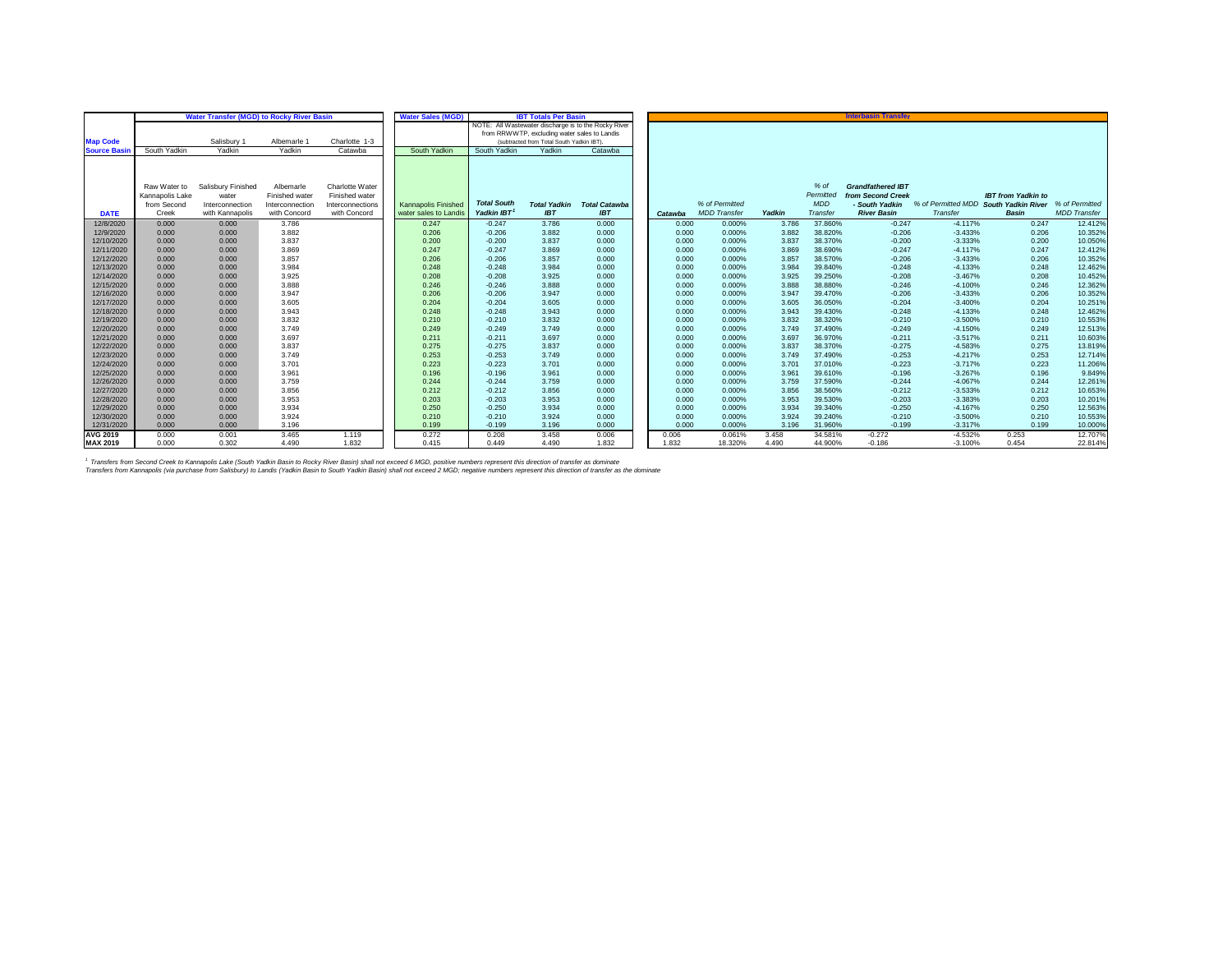| | Water Transfer (MGD) to Rocky River Basin | | | | Water Sales (MGD) | IBT Totals Per Basin NOTE: All Wastewater discharge is to the Rocky River from RRWWTP, excluding water sales to Landis (subtracted from Total South Yadkin IBT). | | | Interbasin Transfer | | | | | | | |
|---|---|---|---|---|---|---|---|---|---|---|---|---|---|---|---|---|
| **Map Code** | | Salisbury 1 | Albemarle 1 | Charlotte 1-3 | | | | | | | | | | | | |
| **Source Basin** | South Yadkin | Yadkin | Yadkin | Catawba | South Yadkin | South Yadkin | Yadkin | Catawba | | | | | | | | |
| **DATE** | Raw Water to Kannapolis Lake from Second Creek | Salisbury Finished water Interconnection with Kannapolis | Albemarle Finished water Interconnection with Concord | Charlotte Water Finished water Interconnections with Concord | Kannapolis Finished water sales to Landis | *Total South Yadkin IBT*[1] | *Total Yadkin IBT* | *Total Catawba IBT* | *Catawba* | *% of Permitted MDD Transfer* | *Yadkin* | *% of Permitted MDD Transfer* | *Grandfathered IBT from Second Creek - South Yadkin River Basin* | *% of Permitted MDD Transfer* | *IBT from Yadkin to South Yadkin River Basin* | *% of Permitted MDD Transfer* |
| 12/8/2020 | 0.000 | 0.000 | 3.786 | | 0.247 | -0.247 | 3.786 | 0.000 | 0.000 | 0.000% | 3.786 | 37.860% | -0.247 | -4.117% | 0.247 | 12.412% |
| 12/9/2020 | 0.000 | 0.000 | 3.882 | | 0.206 | -0.206 | 3.882 | 0.000 | 0.000 | 0.000% | 3.882 | 38.820% | -0.206 | -3.433% | 0.206 | 10.352% |
| 12/10/2020 | 0.000 | 0.000 | 3.837 | | 0.200 | -0.200 | 3.837 | 0.000 | 0.000 | 0.000% | 3.837 | 38.370% | -0.200 | -3.333% | 0.200 | 10.050% |
| 12/11/2020 | 0.000 | 0.000 | 3.869 | | 0.247 | -0.247 | 3.869 | 0.000 | 0.000 | 0.000% | 3.869 | 38.690% | -0.247 | -4.117% | 0.247 | 12.412% |
| 12/12/2020 | 0.000 | 0.000 | 3.857 | | 0.206 | -0.206 | 3.857 | 0.000 | 0.000 | 0.000% | 3.857 | 38.570% | -0.206 | -3.433% | 0.206 | 10.352% |
| 12/13/2020 | 0.000 | 0.000 | 3.984 | | 0.248 | -0.248 | 3.984 | 0.000 | 0.000 | 0.000% | 3.984 | 39.840% | -0.248 | -4.133% | 0.248 | 12.462% |
| 12/14/2020 | 0.000 | 0.000 | 3.925 | | 0.208 | -0.208 | 3.925 | 0.000 | 0.000 | 0.000% | 3.925 | 39.250% | -0.208 | -3.467% | 0.208 | 10.452% |
| 12/15/2020 | 0.000 | 0.000 | 3.888 | | 0.246 | -0.246 | 3.888 | 0.000 | 0.000 | 0.000% | 3.888 | 38.880% | -0.246 | -4.100% | 0.246 | 12.362% |
| 12/16/2020 | 0.000 | 0.000 | 3.947 | | 0.206 | -0.206 | 3.947 | 0.000 | 0.000 | 0.000% | 3.947 | 39.470% | -0.206 | -3.433% | 0.206 | 10.352% |
| 12/17/2020 | 0.000 | 0.000 | 3.605 | | 0.204 | -0.204 | 3.605 | 0.000 | 0.000 | 0.000% | 3.605 | 36.050% | -0.204 | -3.400% | 0.204 | 10.251% |
| 12/18/2020 | 0.000 | 0.000 | 3.943 | | 0.248 | -0.248 | 3.943 | 0.000 | 0.000 | 0.000% | 3.943 | 39.430% | -0.248 | -4.133% | 0.248 | 12.462% |
| 12/19/2020 | 0.000 | 0.000 | 3.832 | | 0.210 | -0.210 | 3.832 | 0.000 | 0.000 | 0.000% | 3.832 | 38.320% | -0.210 | -3.500% | 0.210 | 10.553% |
| 12/20/2020 | 0.000 | 0.000 | 3.749 | | 0.249 | -0.249 | 3.749 | 0.000 | 0.000 | 0.000% | 3.749 | 37.490% | -0.249 | -4.150% | 0.249 | 12.513% |
| 12/21/2020 | 0.000 | 0.000 | 3.697 | | 0.211 | -0.211 | 3.697 | 0.000 | 0.000 | 0.000% | 3.697 | 36.970% | -0.211 | -3.517% | 0.211 | 10.603% |
| 12/22/2020 | 0.000 | 0.000 | 3.837 | | 0.275 | -0.275 | 3.837 | 0.000 | 0.000 | 0.000% | 3.837 | 38.370% | -0.275 | -4.583% | 0.275 | 13.819% |
| 12/23/2020 | 0.000 | 0.000 | 3.749 | | 0.253 | -0.253 | 3.749 | 0.000 | 0.000 | 0.000% | 3.749 | 37.490% | -0.253 | -4.217% | 0.253 | 12.714% |
| 12/24/2020 | 0.000 | 0.000 | 3.701 | | 0.223 | -0.223 | 3.701 | 0.000 | 0.000 | 0.000% | 3.701 | 37.010% | -0.223 | -3.717% | 0.223 | 11.206% |
| 12/25/2020 | 0.000 | 0.000 | 3.961 | | 0.196 | -0.196 | 3.961 | 0.000 | 0.000 | 0.000% | 3.961 | 39.610% | -0.196 | -3.267% | 0.196 | 9.849% |
| 12/26/2020 | 0.000 | 0.000 | 3.759 | | 0.244 | -0.244 | 3.759 | 0.000 | 0.000 | 0.000% | 3.759 | 37.590% | -0.244 | -4.067% | 0.244 | 12.261% |
| 12/27/2020 | 0.000 | 0.000 | 3.856 | | 0.212 | -0.212 | 3.856 | 0.000 | 0.000 | 0.000% | 3.856 | 38.560% | -0.212 | -3.533% | 0.212 | 10.653% |
| 12/28/2020 | 0.000 | 0.000 | 3.953 | | 0.203 | -0.203 | 3.953 | 0.000 | 0.000 | 0.000% | 3.953 | 39.530% | -0.203 | -3.383% | 0.203 | 10.201% |
| 12/29/2020 | 0.000 | 0.000 | 3.934 | | 0.250 | -0.250 | 3.934 | 0.000 | 0.000 | 0.000% | 3.934 | 39.340% | -0.250 | -4.167% | 0.250 | 12.563% |
| 12/30/2020 | 0.000 | 0.000 | 3.924 | | 0.210 | -0.210 | 3.924 | 0.000 | 0.000 | 0.000% | 3.924 | 39.240% | -0.210 | -3.500% | 0.210 | 10.553% |
| 12/31/2020 | 0.000 | 0.000 | 3.196 | | 0.199 | -0.199 | 3.196 | 0.000 | 0.000 | 0.000% | 3.196 | 31.960% | -0.199 | -3.317% | 0.199 | 10.000% |
| **AVG 2019** | 0.000 | 0.001 | 3.465 | 1.119 | 0.272 | 0.208 | 3.458 | 0.006 | 0.006 | 0.061% | 3.458 | 34.581% | -0.272 | -4.532% | 0.253 | 12.707% |
| **MAX 2019** | 0.000 | 0.302 | 4.490 | 1.832 | 0.415 | 0.449 | 4.490 | 1.832 | 1.832 | 18.320% | 4.490 | 44.900% | -0.186 | -3.100% | 0.454 | 22.814% |

*[1] Transfers from Second Creek to Kannapolis Lake (South Yadkin Basin to Rocky River Basin) shall not exceed 6 MGD, positive numbers represent this direction of transfer as dominate*
*Transfers from Kannapolis (via purchase from Salisbury) to Landis (Yadkin Basin to South Yadkin Basin) shall not exceed 2 MGD; negative numbers represent this direction of transfer as the dominate*